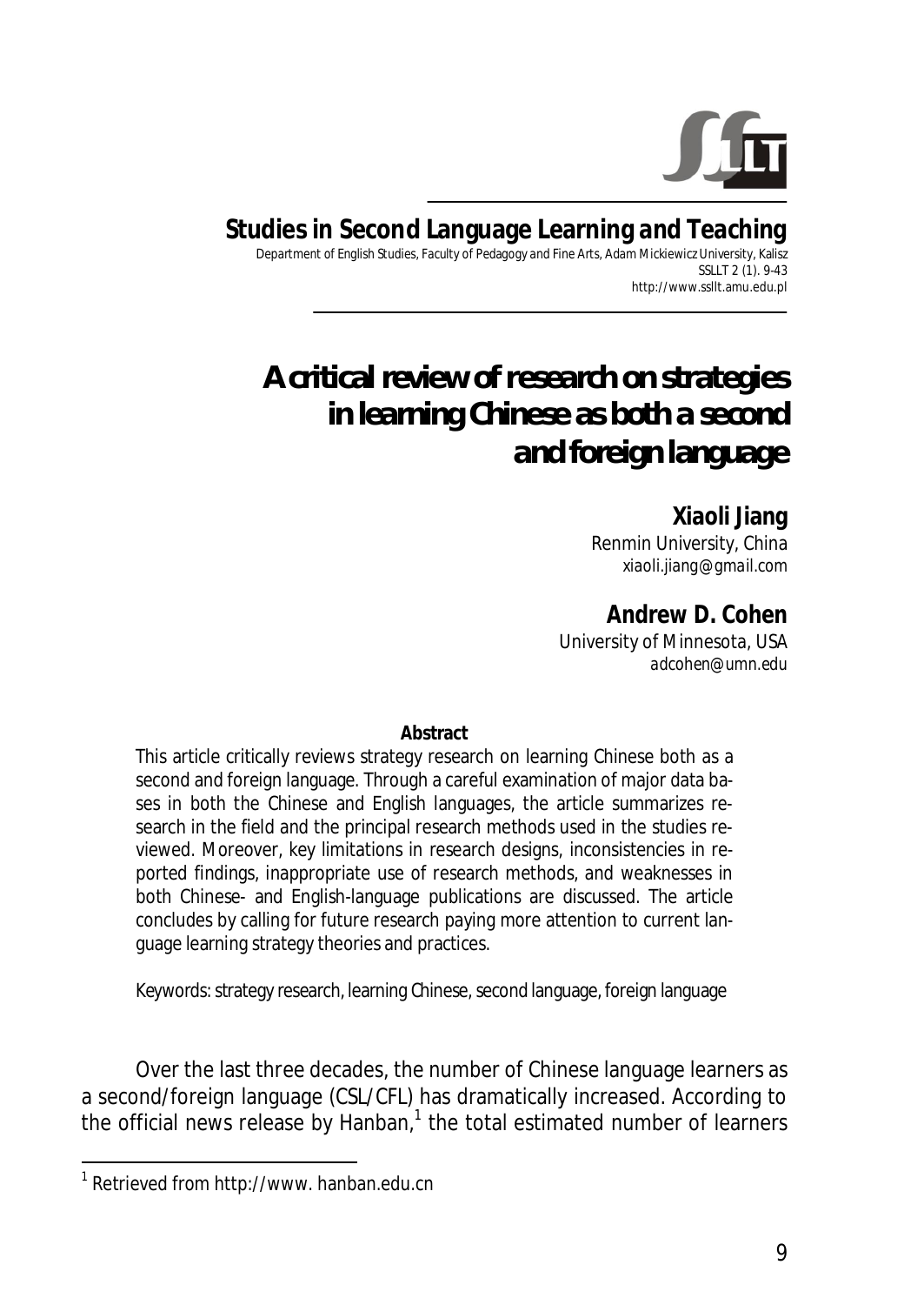**Studies in Second Language Learning and Teaching**

Department of English Studies, Faculty of Pedagogy and Fine Arts, Adam Mickiewicz University, Kalisz
SSLLT 2 (1). 9-43
http://www.ssllt.amu.edu.pl

# A critical review of research on strategies in learning Chinese as both a second and foreign language

**Xiaoli Jiang**
Renmin University, China
xiaoli.jiang@gmail.com

**Andrew D. Cohen**
University of Minnesota, USA
adcohen@umn.edu

**Abstract**

This article critically reviews strategy research on learning Chinese both as a second and foreign language. Through a careful examination of major data bases in both the Chinese and English languages, the article summarizes research in the field and the principal research methods used in the studies reviewed. Moreover, key limitations in research designs, inconsistencies in reported findings, inappropriate use of research methods, and weaknesses in both Chinese- and English-language publications are discussed. The article concludes by calling for future research paying more attention to current language learning strategy theories and practices.

Keywords: strategy research, learning Chinese, second language, foreign language

Over the last three decades, the number of Chinese language learners as a second/foreign language (CSL/CFL) has dramatically increased. According to the official news release by Hanban,[1] the total estimated number of learners

[1] Retrieved from http://www. hanban.edu.cn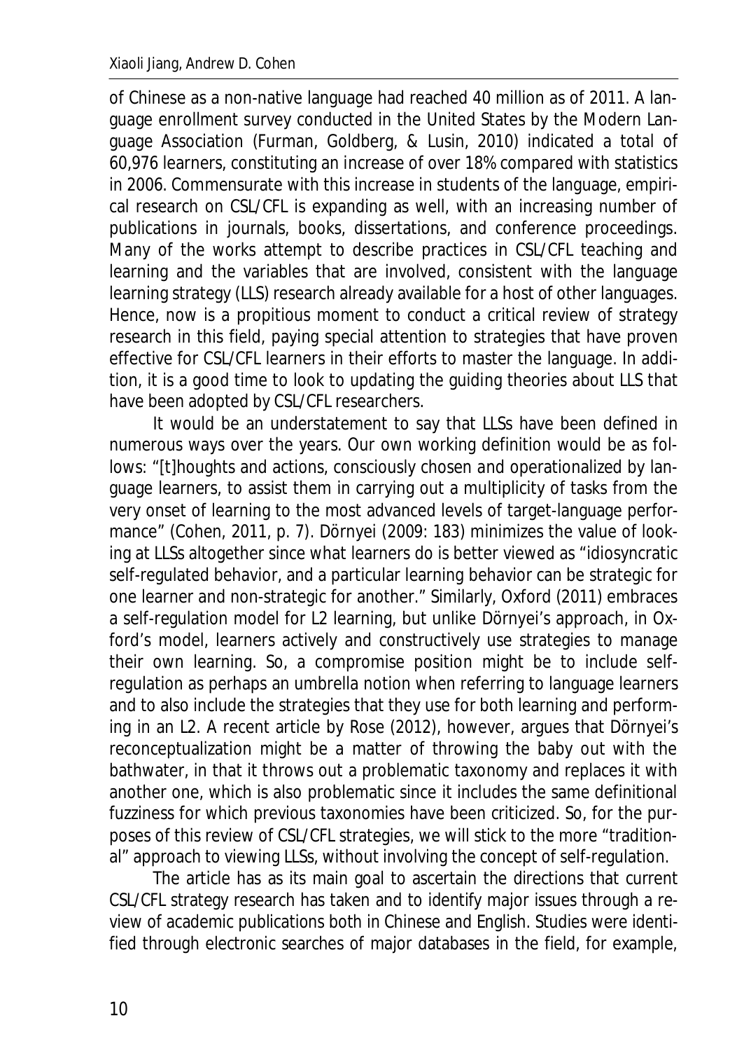of Chinese as a non-native language had reached 40 million as of 2011. A language enrollment survey conducted in the United States by the Modern Language Association (Furman, Goldberg, & Lusin, 2010) indicated a total of 60,976 learners, constituting an increase of over 18% compared with statistics in 2006. Commensurate with this increase in students of the language, empirical research on CSL/CFL is expanding as well, with an increasing number of publications in journals, books, dissertations, and conference proceedings. Many of the works attempt to describe practices in CSL/CFL teaching and learning and the variables that are involved, consistent with the language learning strategy (LLS) research already available for a host of other languages. Hence, now is a propitious moment to conduct a critical review of strategy research in this field, paying special attention to strategies that have proven effective for CSL/CFL learners in their efforts to master the language. In addition, it is a good time to look to updating the guiding theories about LLS that have been adopted by CSL/CFL researchers.

It would be an understatement to say that LLSs have been defined in numerous ways over the years. Our own working definition would be as follows: "[t]houghts and actions, consciously chosen and operationalized by language learners, to assist them in carrying out a multiplicity of tasks from the very onset of learning to the most advanced levels of target-language performance" (Cohen, 2011, p. 7). Dörnyei (2009: 183) minimizes the value of looking at LLSs altogether since what learners do is better viewed as "idiosyncratic self-regulated behavior, and a particular learning behavior can be strategic for one learner and non-strategic for another." Similarly, Oxford (2011) embraces a self-regulation model for L2 learning, but unlike Dörnyei's approach, in Oxford's model, learners actively and constructively use strategies to manage their own learning. So, a compromise position might be to include self-regulation as perhaps an umbrella notion when referring to language learners and to also include the strategies that they use for both learning and performing in an L2. A recent article by Rose (2012), however, argues that Dörnyei's reconceptualization might be a matter of throwing the baby out with the bathwater, in that it throws out a problematic taxonomy and replaces it with another one, which is also problematic since it includes the same definitional fuzziness for which previous taxonomies have been criticized. So, for the purposes of this review of CSL/CFL strategies, we will stick to the more "traditional" approach to viewing LLSs, without involving the concept of self-regulation.

The article has as its main goal to ascertain the directions that current CSL/CFL strategy research has taken and to identify major issues through a review of academic publications both in Chinese and English. Studies were identified through electronic searches of major databases in the field, for example,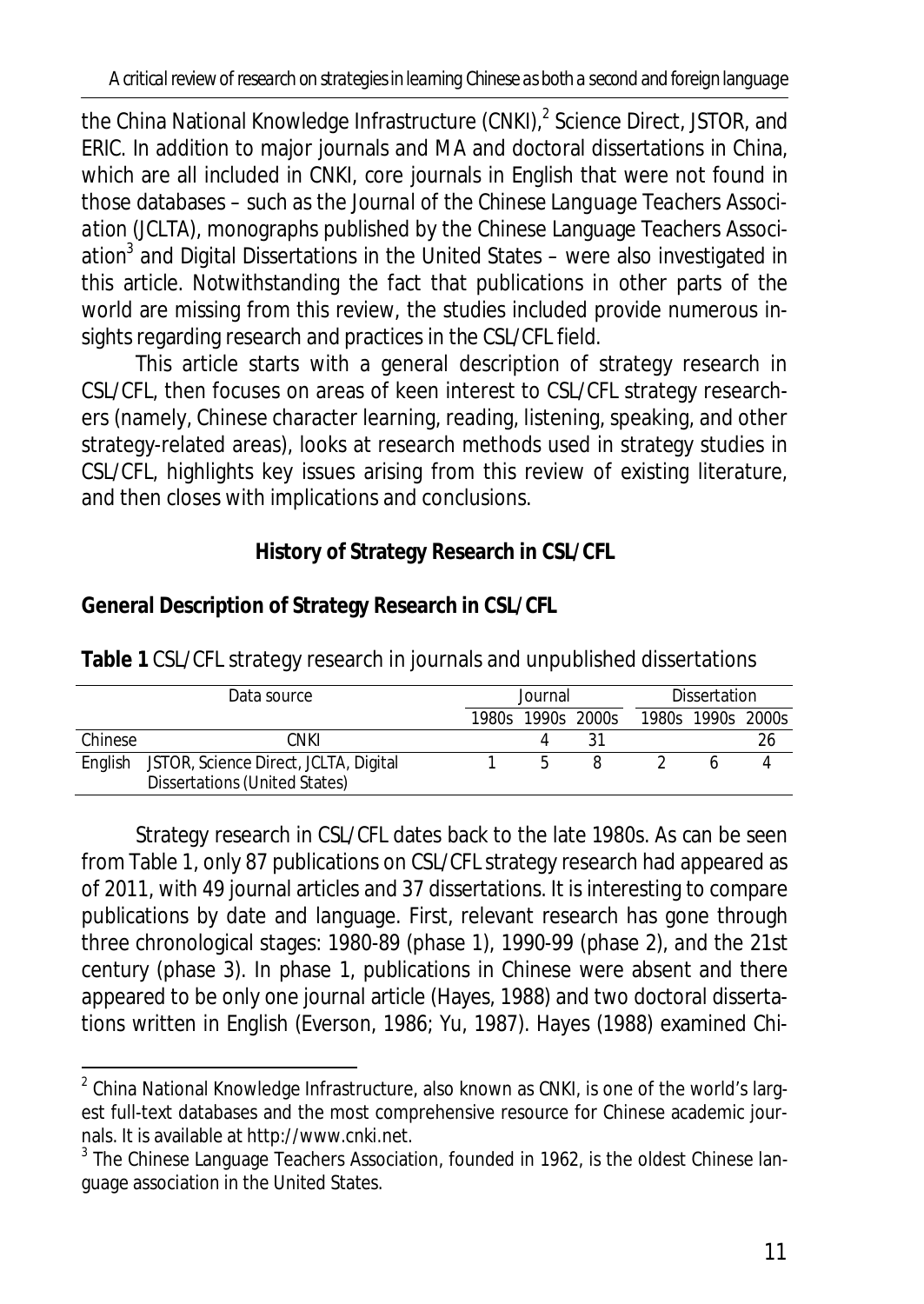the China National Knowledge Infrastructure (CNKI),[2] Science Direct, JSTOR, and ERIC. In addition to major journals and MA and doctoral dissertations in China, which are all included in CNKI, core journals in English that were not found in those databases – such as the *Journal of the Chinese Language Teachers Association* (JCLTA), monographs published by the Chinese Language Teachers Association[3] and Digital Dissertations in the United States – were also investigated in this article. Notwithstanding the fact that publications in other parts of the world are missing from this review, the studies included provide numerous insights regarding research and practices in the CSL/CFL field.

This article starts with a general description of strategy research in CSL/CFL, then focuses on areas of keen interest to CSL/CFL strategy researchers (namely, Chinese character learning, reading, listening, speaking, and other strategy-related areas), looks at research methods used in strategy studies in CSL/CFL, highlights key issues arising from this review of existing literature, and then closes with implications and conclusions.

## History of Strategy Research in CSL/CFL

### General Description of Strategy Research in CSL/CFL

**Table 1** CSL/CFL strategy research in journals and unpublished dissertations

| Data source | | Journal | | | Dissertation | | |
|---|---|---|---|---|---|---|---|
| | | 1980s | 1990s | 2000s | 1980s | 1990s | 2000s |
| Chinese | CNKI | | 4 | 31 | | | 26 |
| English | JSTOR, Science Direct, JCLTA, Digital Dissertations (United States) | 1 | 5 | 8 | 2 | 6 | 4 |

Strategy research in CSL/CFL dates back to the late 1980s. As can be seen from Table 1, only 87 publications on CSL/CFL strategy research had appeared as of 2011, with 49 journal articles and 37 dissertations. It is interesting to compare publications by date and language. First, relevant research has gone through three chronological stages: 1980-89 (phase 1), 1990-99 (phase 2), and the 21st century (phase 3). In phase 1, publications in Chinese were absent and there appeared to be only one journal article (Hayes, 1988) and two doctoral dissertations written in English (Everson, 1986; Yu, 1987). Hayes (1988) examined Chi-

---

[2] China National Knowledge Infrastructure, also known as CNKI, is one of the world's largest full-text databases and the most comprehensive resource for Chinese academic journals. It is available at http://www.cnki.net.

[3] The Chinese Language Teachers Association, founded in 1962, is the oldest Chinese language association in the United States.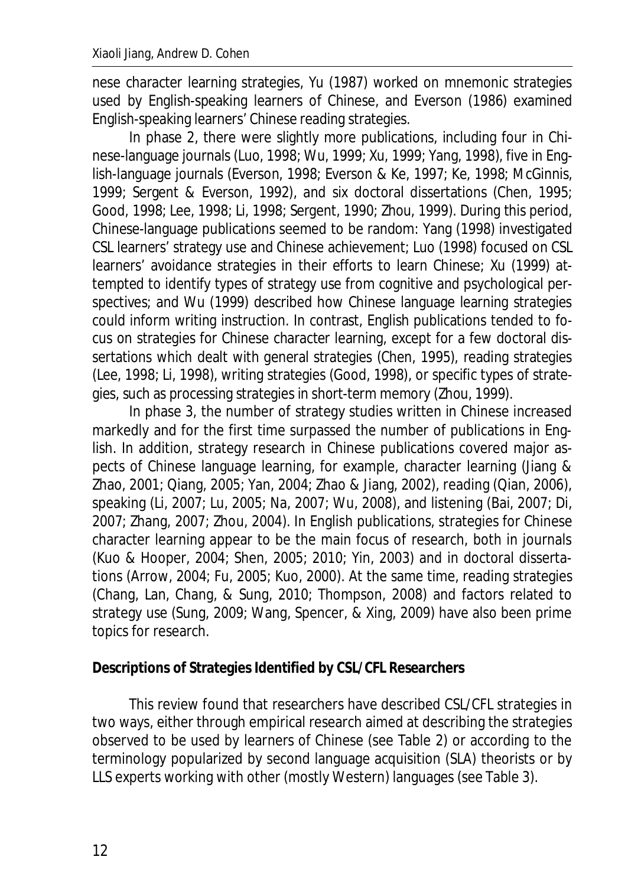nese character learning strategies, Yu (1987) worked on mnemonic strategies used by English-speaking learners of Chinese, and Everson (1986) examined English-speaking learners' Chinese reading strategies.

In phase 2, there were slightly more publications, including four in Chinese-language journals (Luo, 1998; Wu, 1999; Xu, 1999; Yang, 1998), five in English-language journals (Everson, 1998; Everson & Ke, 1997; Ke, 1998; McGinnis, 1999; Sergent & Everson, 1992), and six doctoral dissertations (Chen, 1995; Good, 1998; Lee, 1998; Li, 1998; Sergent, 1990; Zhou, 1999). During this period, Chinese-language publications seemed to be random: Yang (1998) investigated CSL learners' strategy use and Chinese achievement; Luo (1998) focused on CSL learners' avoidance strategies in their efforts to learn Chinese; Xu (1999) attempted to identify types of strategy use from cognitive and psychological perspectives; and Wu (1999) described how Chinese language learning strategies could inform writing instruction. In contrast, English publications tended to focus on strategies for Chinese character learning, except for a few doctoral dissertations which dealt with general strategies (Chen, 1995), reading strategies (Lee, 1998; Li, 1998), writing strategies (Good, 1998), or specific types of strategies, such as processing strategies in short-term memory (Zhou, 1999).

In phase 3, the number of strategy studies written in Chinese increased markedly and for the first time surpassed the number of publications in English. In addition, strategy research in Chinese publications covered major aspects of Chinese language learning, for example, character learning (Jiang & Zhao, 2001; Qiang, 2005; Yan, 2004; Zhao & Jiang, 2002), reading (Qian, 2006), speaking (Li, 2007; Lu, 2005; Na, 2007; Wu, 2008), and listening (Bai, 2007; Di, 2007; Zhang, 2007; Zhou, 2004). In English publications, strategies for Chinese character learning appear to be the main focus of research, both in journals (Kuo & Hooper, 2004; Shen, 2005; 2010; Yin, 2003) and in doctoral dissertations (Arrow, 2004; Fu, 2005; Kuo, 2000). At the same time, reading strategies (Chang, Lan, Chang, & Sung, 2010; Thompson, 2008) and factors related to strategy use (Sung, 2009; Wang, Spencer, & Xing, 2009) have also been prime topics for research.

**Descriptions of Strategies Identified by CSL/CFL Researchers**

This review found that researchers have described CSL/CFL strategies in two ways, either through empirical research aimed at describing the strategies observed to be used by learners of Chinese (see Table 2) or according to the terminology popularized by second language acquisition (SLA) theorists or by LLS experts working with other (mostly Western) languages (see Table 3).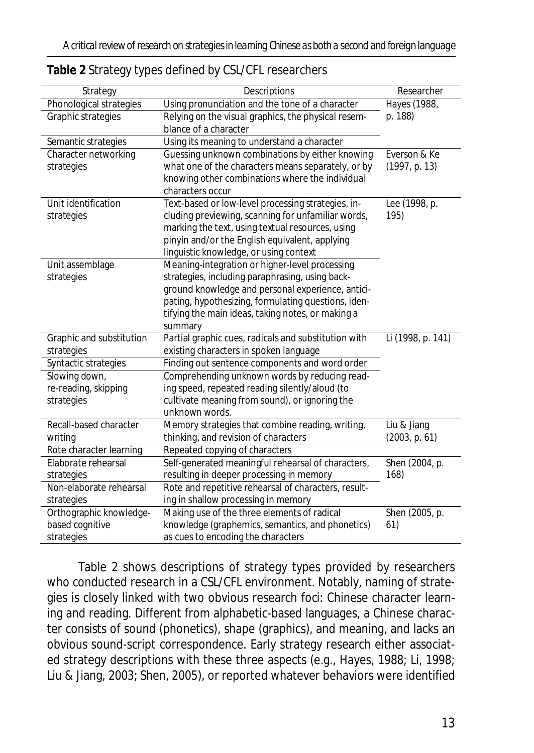**Table 2** Strategy types defined by CSL/CFL researchers

| Strategy | Descriptions | Researcher |
|---|---|---|
| Phonological strategies | Using pronunciation and the tone of a character | Hayes (1988, p. 188) |
| Graphic strategies | Relying on the visual graphics, the physical resemblance of a character | |
| Semantic strategies | Using its meaning to understand a character | |
| Character networking strategies | Guessing unknown combinations by either knowing what one of the characters means separately, or by knowing other combinations where the individual characters occur | Everson & Ke (1997, p. 13) |
| Unit identification strategies | Text-based or low-level processing strategies, including previewing, scanning for unfamiliar words, marking the text, using textual resources, using pinyin and/or the English equivalent, applying linguistic knowledge, or using context | Lee (1998, p. 195) |
| Unit assemblage strategies | Meaning-integration or higher-level processing strategies, including paraphrasing, using background knowledge and personal experience, anticipating, hypothesizing, formulating questions, identifying the main ideas, taking notes, or making a summary | |
| Graphic and substitution strategies | Partial graphic cues, radicals and substitution with existing characters in spoken language | Li (1998, p. 141) |
| Syntactic strategies | Finding out sentence components and word order | |
| Slowing down, re-reading, skipping strategies | Comprehending unknown words by reducing reading speed, repeated reading silently/aloud (to cultivate meaning from sound), or ignoring the unknown words. | |
| Recall-based character writing | Memory strategies that combine reading, writing, thinking, and revision of characters | Liu & Jiang (2003, p. 61) |
| Rote character learning | Repeated copying of characters | |
| Elaborate rehearsal strategies | Self-generated meaningful rehearsal of characters, resulting in deeper processing in memory | Shen (2004, p. 168) |
| Non-elaborate rehearsal strategies | Rote and repetitive rehearsal of characters, resulting in shallow processing in memory | |
| Orthographic knowledge-based cognitive strategies | Making use of the three elements of radical knowledge (graphemics, semantics, and phonetics) as cues to encoding the characters | Shen (2005, p. 61) |

Table 2 shows descriptions of strategy types provided by researchers who conducted research in a CSL/CFL environment. Notably, naming of strategies is closely linked with two obvious research foci: Chinese character learning and reading. Different from alphabetic-based languages, a Chinese character consists of sound (phonetics), shape (graphics), and meaning, and lacks an obvious sound-script correspondence. Early strategy research either associated strategy descriptions with these three aspects (e.g., Hayes, 1988; Li, 1998; Liu & Jiang, 2003; Shen, 2005), or reported whatever behaviors were identified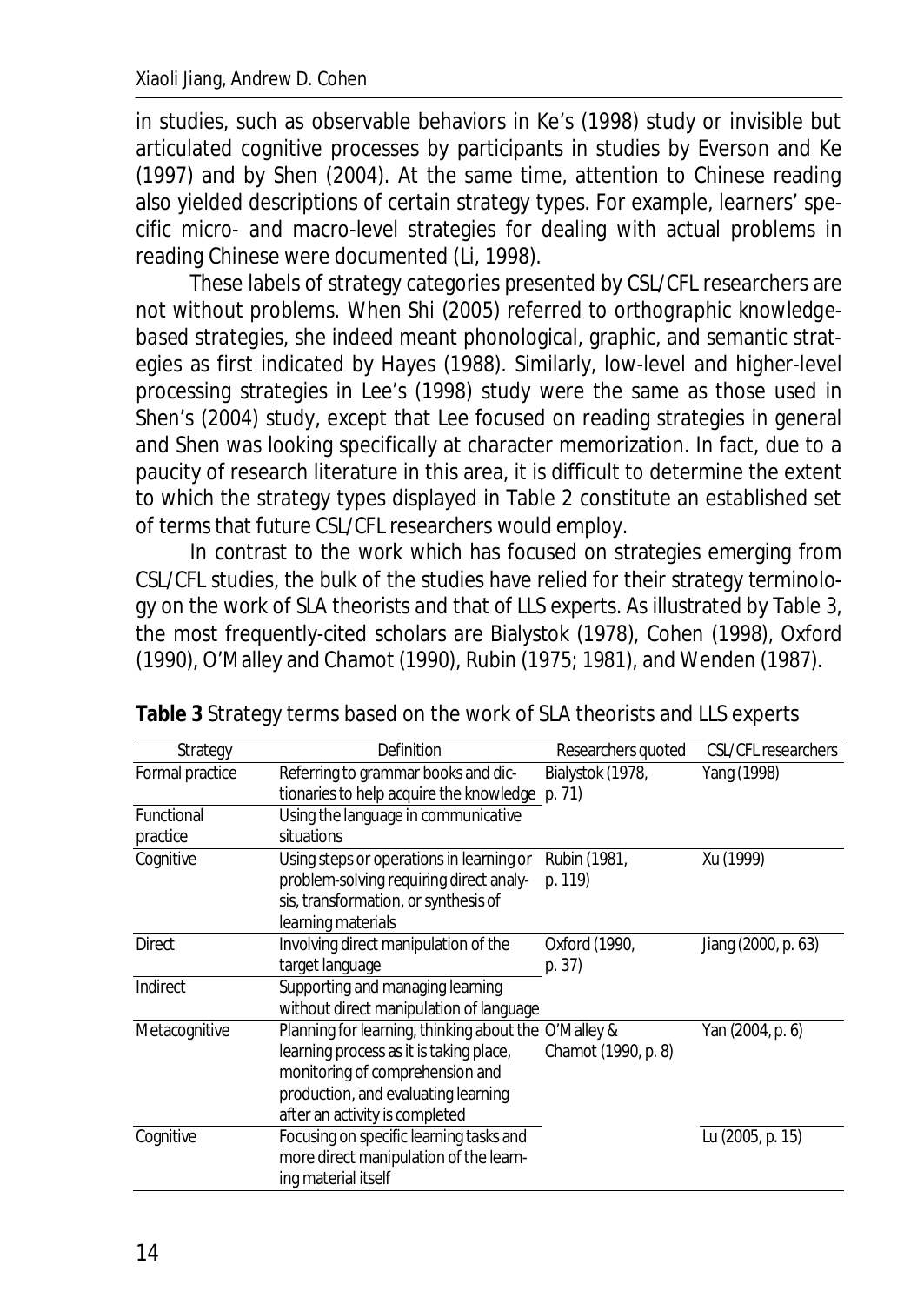in studies, such as observable behaviors in Ke's (1998) study or invisible but articulated cognitive processes by participants in studies by Everson and Ke (1997) and by Shen (2004). At the same time, attention to Chinese reading also yielded descriptions of certain strategy types. For example, learners' specific micro- and macro-level strategies for dealing with actual problems in reading Chinese were documented (Li, 1998).

These labels of strategy categories presented by CSL/CFL researchers are not without problems. When Shi (2005) referred to orthographic knowledge-based strategies, she indeed meant phonological, graphic, and semantic strategies as first indicated by Hayes (1988). Similarly, low-level and higher-level processing strategies in Lee's (1998) study were the same as those used in Shen's (2004) study, except that Lee focused on reading strategies in general and Shen was looking specifically at character memorization. In fact, due to a paucity of research literature in this area, it is difficult to determine the extent to which the strategy types displayed in Table 2 constitute an established set of terms that future CSL/CFL researchers would employ.

In contrast to the work which has focused on strategies emerging from CSL/CFL studies, the bulk of the studies have relied for their strategy terminology on the work of SLA theorists and that of LLS experts. As illustrated by Table 3, the most frequently-cited scholars are Bialystok (1978), Cohen (1998), Oxford (1990), O'Malley and Chamot (1990), Rubin (1975; 1981), and Wenden (1987).

**Table 3** Strategy terms based on the work of SLA theorists and LLS experts

| Strategy | Definition | Researchers quoted | CSL/CFL researchers |
|---|---|---|---|
| Formal practice | Referring to grammar books and dictionaries to help acquire the knowledge | Bialystok (1978, p. 71) | Yang (1998) |
| Functional practice | Using the language in communicative situations | | |
| Cognitive | Using steps or operations in learning or problem-solving requiring direct analysis, transformation, or synthesis of learning materials | Rubin (1981, p. 119) | Xu (1999) |
| Direct | Involving direct manipulation of the target language | Oxford (1990, p. 37) | Jiang (2000, p. 63) |
| Indirect | Supporting and managing learning without direct manipulation of language | | |
| Metacognitive | Planning for learning, thinking about the learning process as it is taking place, monitoring of comprehension and production, and evaluating learning after an activity is completed | O'Malley & Chamot (1990, p. 8) | Yan (2004, p. 6) |
| Cognitive | Focusing on specific learning tasks and more direct manipulation of the learning material itself | | Lu (2005, p. 15) |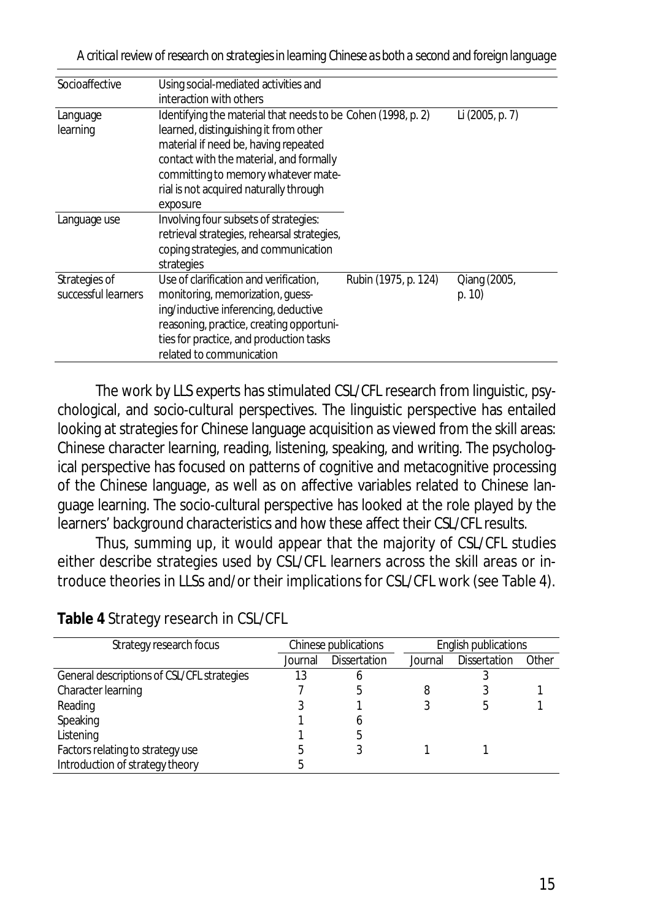| | | | |
|---|---|---|---|
| Socioaffective | Using social-mediated activities and interaction with others | | |
| Language learning | Identifying the material that needs to be learned, distinguishing it from other material if need be, having repeated contact with the material, and formally committing to memory whatever material is not acquired naturally through exposure | Cohen (1998, p. 2) | Li (2005, p. 7) |
| Language use | Involving four subsets of strategies: retrieval strategies, rehearsal strategies, coping strategies, and communication strategies | | |
| Strategies of successful learners | Use of clarification and verification, monitoring, memorization, guessing/inductive inferencing, deductive reasoning, practice, creating opportunities for practice, and production tasks related to communication | Rubin (1975, p. 124) | Qiang (2005, p. 10) |

The work by LLS experts has stimulated CSL/CFL research from linguistic, psychological, and socio-cultural perspectives. The linguistic perspective has entailed looking at strategies for Chinese language acquisition as viewed from the skill areas: Chinese character learning, reading, listening, speaking, and writing. The psychological perspective has focused on patterns of cognitive and metacognitive processing of the Chinese language, as well as on affective variables related to Chinese language learning. The socio-cultural perspective has looked at the role played by the learners' background characteristics and how these affect their CSL/CFL results.

Thus, summing up, it would appear that the majority of CSL/CFL studies either describe strategies used by CSL/CFL learners across the skill areas or introduce theories in LLSs and/or their implications for CSL/CFL work (see Table 4).

**Table 4** Strategy research in CSL/CFL

| Strategy research focus | Chinese publications | | English publications | | |
|---|---|---|---|---|---|
| | Journal | Dissertation | Journal | Dissertation | Other |
| General descriptions of CSL/CFL strategies | 13 | 6 | | 3 | |
| Character learning | 7 | 5 | 8 | 3 | 1 |
| Reading | 3 | 1 | 3 | 5 | 1 |
| Speaking | 1 | 6 | | | |
| Listening | 1 | 5 | | | |
| Factors relating to strategy use | 5 | 3 | 1 | 1 | |
| Introduction of strategy theory | 5 | | | | |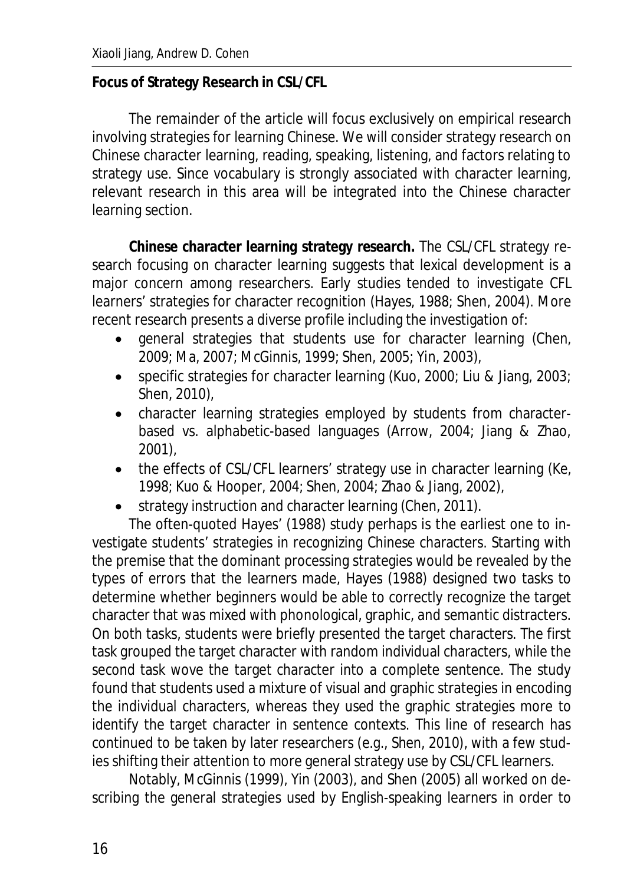**Focus of Strategy Research in CSL/CFL**

The remainder of the article will focus exclusively on empirical research involving strategies for learning Chinese. We will consider strategy research on Chinese character learning, reading, speaking, listening, and factors relating to strategy use. Since vocabulary is strongly associated with character learning, relevant research in this area will be integrated into the Chinese character learning section.

**Chinese character learning strategy research.** The CSL/CFL strategy research focusing on character learning suggests that lexical development is a major concern among researchers. Early studies tended to investigate CFL learners' strategies for character recognition (Hayes, 1988; Shen, 2004). More recent research presents a diverse profile including the investigation of:

- general strategies that students use for character learning (Chen, 2009; Ma, 2007; McGinnis, 1999; Shen, 2005; Yin, 2003),
- specific strategies for character learning (Kuo, 2000; Liu & Jiang, 2003; Shen, 2010),
- character learning strategies employed by students from character-based vs. alphabetic-based languages (Arrow, 2004; Jiang & Zhao, 2001),
- the effects of CSL/CFL learners' strategy use in character learning (Ke, 1998; Kuo & Hooper, 2004; Shen, 2004; Zhao & Jiang, 2002),
- strategy instruction and character learning (Chen, 2011).

The often-quoted Hayes' (1988) study perhaps is the earliest one to investigate students' strategies in recognizing Chinese characters. Starting with the premise that the dominant processing strategies would be revealed by the types of errors that the learners made, Hayes (1988) designed two tasks to determine whether beginners would be able to correctly recognize the target character that was mixed with phonological, graphic, and semantic distracters. On both tasks, students were briefly presented the target characters. The first task grouped the target character with random individual characters, while the second task wove the target character into a complete sentence. The study found that students used a mixture of visual and graphic strategies in encoding the individual characters, whereas they used the graphic strategies more to identify the target character in sentence contexts. This line of research has continued to be taken by later researchers (e.g., Shen, 2010), with a few studies shifting their attention to more general strategy use by CSL/CFL learners.

Notably, McGinnis (1999), Yin (2003), and Shen (2005) all worked on describing the general strategies used by English-speaking learners in order to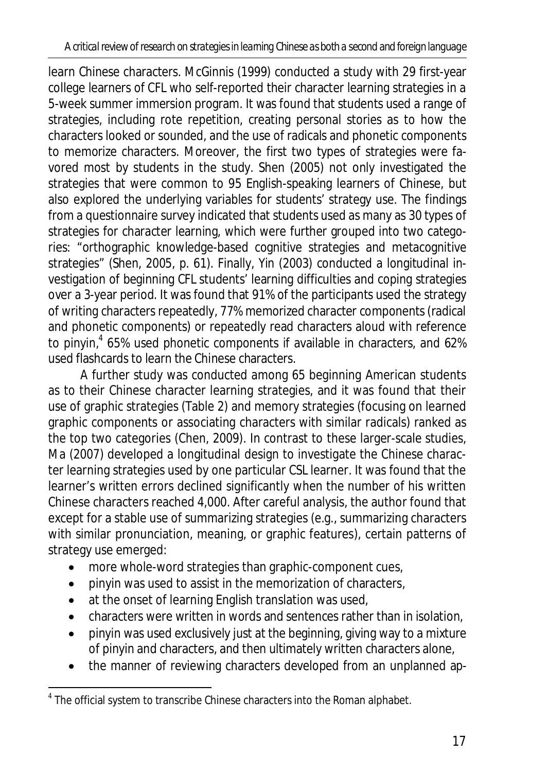learn Chinese characters. McGinnis (1999) conducted a study with 29 first-year college learners of CFL who self-reported their character learning strategies in a 5-week summer immersion program. It was found that students used a range of strategies, including rote repetition, creating personal stories as to how the characters looked or sounded, and the use of radicals and phonetic components to memorize characters. Moreover, the first two types of strategies were favored most by students in the study. Shen (2005) not only investigated the strategies that were common to 95 English-speaking learners of Chinese, but also explored the underlying variables for students' strategy use. The findings from a questionnaire survey indicated that students used as many as 30 types of strategies for character learning, which were further grouped into two categories: "orthographic knowledge-based cognitive strategies and metacognitive strategies" (Shen, 2005, p. 61). Finally, Yin (2003) conducted a longitudinal investigation of beginning CFL students' learning difficulties and coping strategies over a 3-year period. It was found that 91% of the participants used the strategy of writing characters repeatedly, 77% memorized character components (radical and phonetic components) or repeatedly read characters aloud with reference to pinyin,[4] 65% used phonetic components if available in characters, and 62% used flashcards to learn the Chinese characters.

A further study was conducted among 65 beginning American students as to their Chinese character learning strategies, and it was found that their use of graphic strategies (Table 2) and memory strategies (focusing on learned graphic components or associating characters with similar radicals) ranked as the top two categories (Chen, 2009). In contrast to these larger-scale studies, Ma (2007) developed a longitudinal design to investigate the Chinese character learning strategies used by one particular CSL learner. It was found that the learner's written errors declined significantly when the number of his written Chinese characters reached 4,000. After careful analysis, the author found that except for a stable use of summarizing strategies (e.g., summarizing characters with similar pronunciation, meaning, or graphic features), certain patterns of strategy use emerged:

- more whole-word strategies than graphic-component cues,
- pinyin was used to assist in the memorization of characters,
- at the onset of learning English translation was used,
- characters were written in words and sentences rather than in isolation,
- pinyin was used exclusively just at the beginning, giving way to a mixture of pinyin and characters, and then ultimately written characters alone,
- the manner of reviewing characters developed from an unplanned ap-

[4] The official system to transcribe Chinese characters into the Roman alphabet.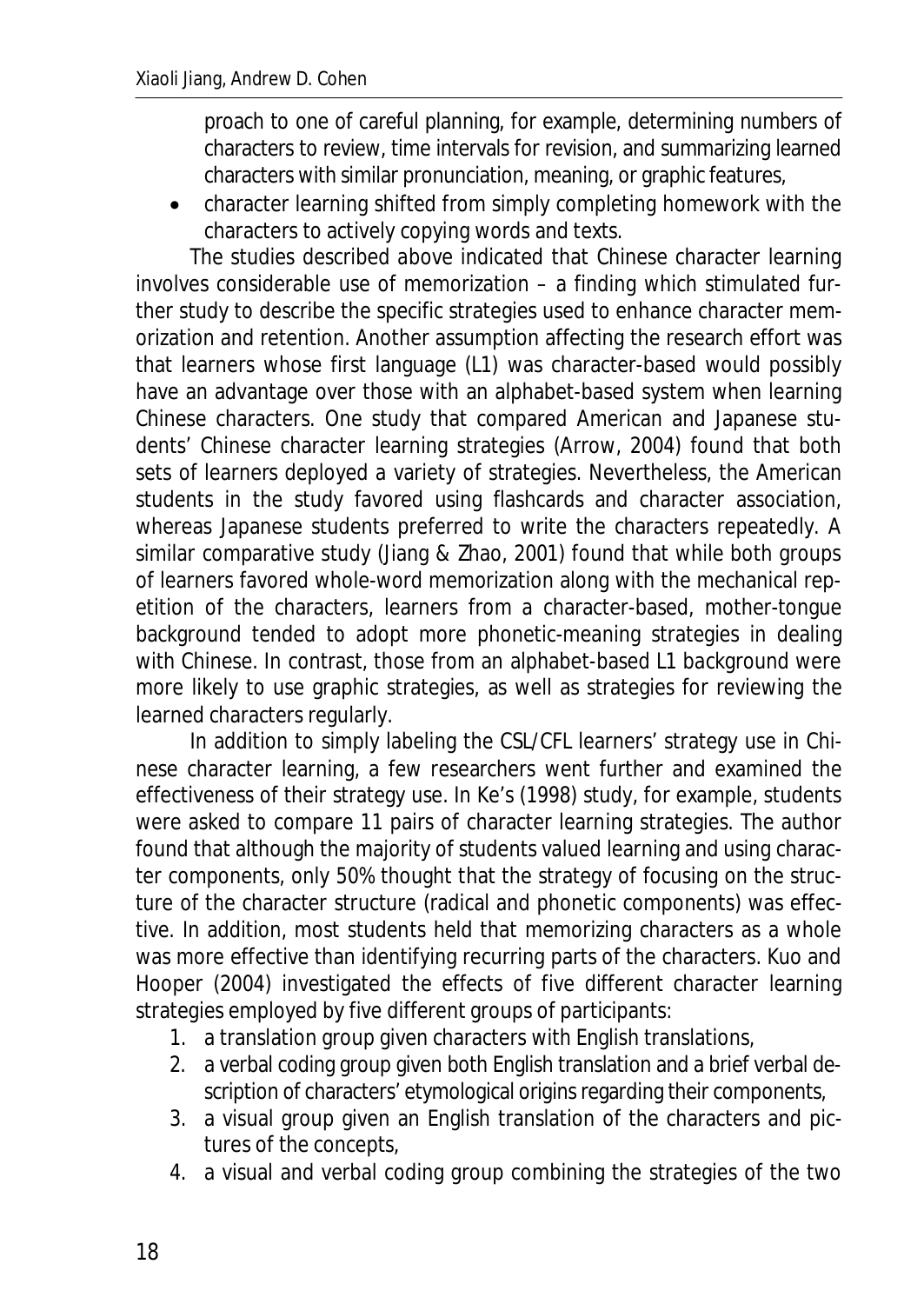proach to one of careful planning, for example, determining numbers of characters to review, time intervals for revision, and summarizing learned characters with similar pronunciation, meaning, or graphic features,

- character learning shifted from simply completing homework with the characters to actively copying words and texts.

The studies described above indicated that Chinese character learning involves considerable use of memorization – a finding which stimulated further study to describe the specific strategies used to enhance character memorization and retention. Another assumption affecting the research effort was that learners whose first language (L1) was character-based would possibly have an advantage over those with an alphabet-based system when learning Chinese characters. One study that compared American and Japanese students' Chinese character learning strategies (Arrow, 2004) found that both sets of learners deployed a variety of strategies. Nevertheless, the American students in the study favored using flashcards and character association, whereas Japanese students preferred to write the characters repeatedly. A similar comparative study (Jiang & Zhao, 2001) found that while both groups of learners favored whole-word memorization along with the mechanical repetition of the characters, learners from a character-based, mother-tongue background tended to adopt more phonetic-meaning strategies in dealing with Chinese. In contrast, those from an alphabet-based L1 background were more likely to use graphic strategies, as well as strategies for reviewing the learned characters regularly.

In addition to simply labeling the CSL/CFL learners' strategy use in Chinese character learning, a few researchers went further and examined the effectiveness of their strategy use. In Ke's (1998) study, for example, students were asked to compare 11 pairs of character learning strategies. The author found that although the majority of students valued learning and using character components, only 50% thought that the strategy of focusing on the structure of the character structure (radical and phonetic components) was effective. In addition, most students held that memorizing characters as a whole was more effective than identifying recurring parts of the characters. Kuo and Hooper (2004) investigated the effects of five different character learning strategies employed by five different groups of participants:

1. a translation group given characters with English translations,
2. a verbal coding group given both English translation and a brief verbal description of characters' etymological origins regarding their components,
3. a visual group given an English translation of the characters and pictures of the concepts,
4. a visual and verbal coding group combining the strategies of the two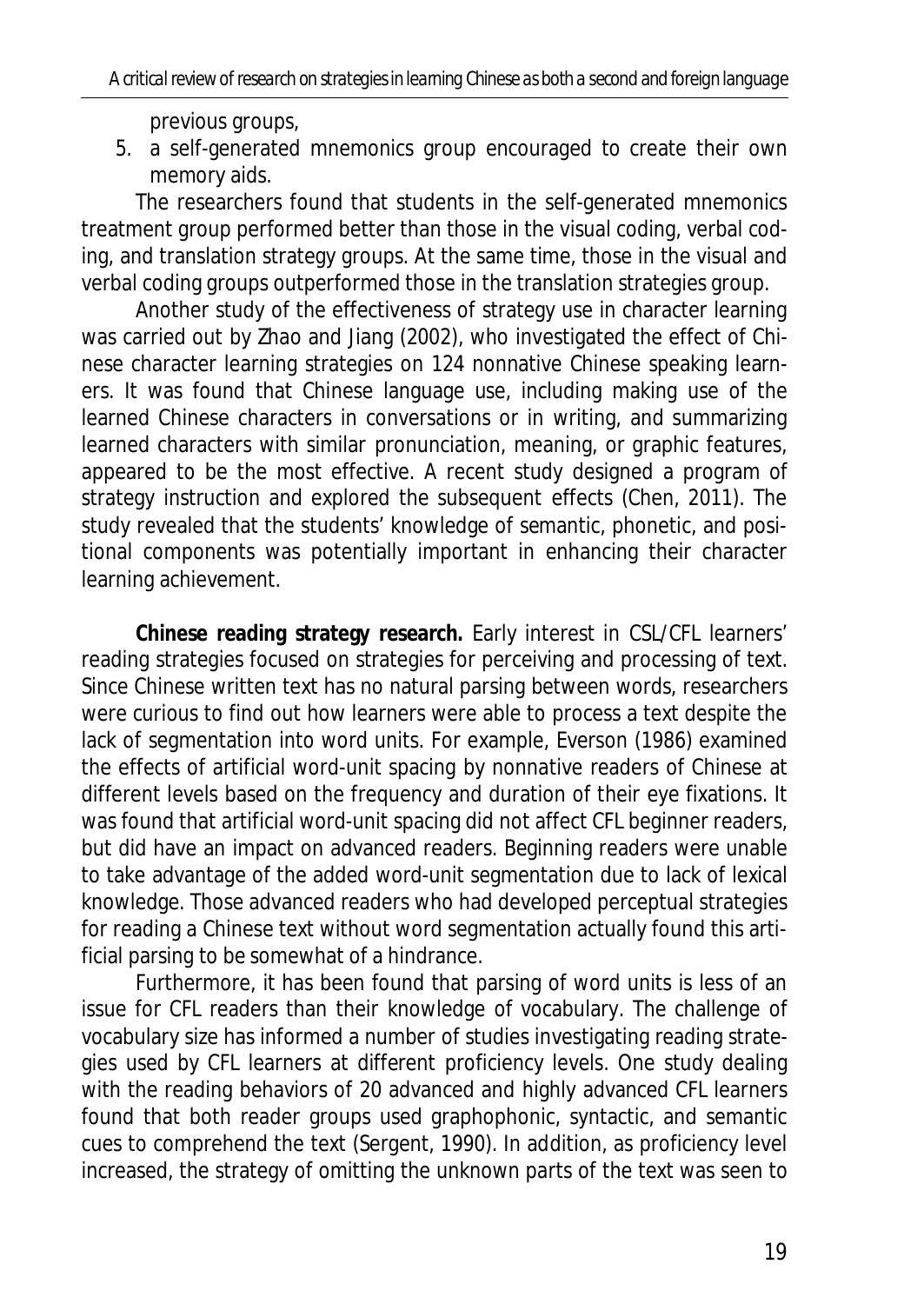previous groups,

5. a self-generated mnemonics group encouraged to create their own memory aids.

The researchers found that students in the self-generated mnemonics treatment group performed better than those in the visual coding, verbal coding, and translation strategy groups. At the same time, those in the visual and verbal coding groups outperformed those in the translation strategies group.

Another study of the effectiveness of strategy use in character learning was carried out by Zhao and Jiang (2002), who investigated the effect of Chinese character learning strategies on 124 nonnative Chinese speaking learners. It was found that Chinese language use, including making use of the learned Chinese characters in conversations or in writing, and summarizing learned characters with similar pronunciation, meaning, or graphic features, appeared to be the most effective. A recent study designed a program of strategy instruction and explored the subsequent effects (Chen, 2011). The study revealed that the students' knowledge of semantic, phonetic, and positional components was potentially important in enhancing their character learning achievement.

**Chinese reading strategy research.** Early interest in CSL/CFL learners' reading strategies focused on strategies for perceiving and processing of text. Since Chinese written text has no natural parsing between words, researchers were curious to find out how learners were able to process a text despite the lack of segmentation into word units. For example, Everson (1986) examined the effects of artificial word-unit spacing by nonnative readers of Chinese at different levels based on the frequency and duration of their eye fixations. It was found that artificial word-unit spacing did not affect CFL beginner readers, but did have an impact on advanced readers. Beginning readers were unable to take advantage of the added word-unit segmentation due to lack of lexical knowledge. Those advanced readers who had developed perceptual strategies for reading a Chinese text without word segmentation actually found this artificial parsing to be somewhat of a hindrance.

Furthermore, it has been found that parsing of word units is less of an issue for CFL readers than their knowledge of vocabulary. The challenge of vocabulary size has informed a number of studies investigating reading strategies used by CFL learners at different proficiency levels. One study dealing with the reading behaviors of 20 advanced and highly advanced CFL learners found that both reader groups used graphophonic, syntactic, and semantic cues to comprehend the text (Sergent, 1990). In addition, as proficiency level increased, the strategy of omitting the unknown parts of the text was seen to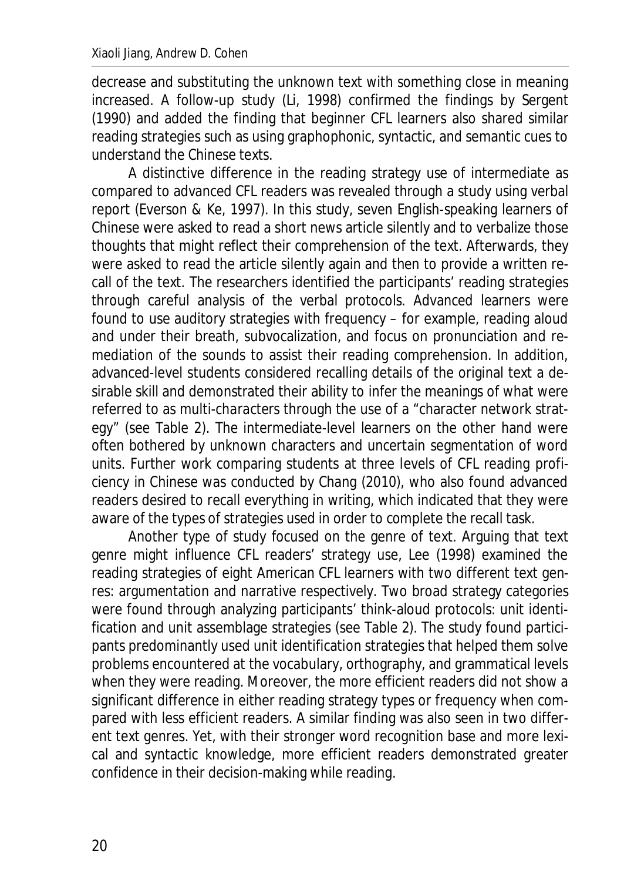decrease and substituting the unknown text with something close in meaning increased. A follow-up study (Li, 1998) confirmed the findings by Sergent (1990) and added the finding that beginner CFL learners also shared similar reading strategies such as using graphophonic, syntactic, and semantic cues to understand the Chinese texts.

A distinctive difference in the reading strategy use of intermediate as compared to advanced CFL readers was revealed through a study using verbal report (Everson & Ke, 1997). In this study, seven English-speaking learners of Chinese were asked to read a short news article silently and to verbalize those thoughts that might reflect their comprehension of the text. Afterwards, they were asked to read the article silently again and then to provide a written recall of the text. The researchers identified the participants' reading strategies through careful analysis of the verbal protocols. Advanced learners were found to use auditory strategies with frequency – for example, reading aloud and under their breath, subvocalization, and focus on pronunciation and remediation of the sounds to assist their reading comprehension. In addition, advanced-level students considered recalling details of the original text a desirable skill and demonstrated their ability to infer the meanings of what were referred to as multi-characters through the use of a "character network strategy" (see Table 2). The intermediate-level learners on the other hand were often bothered by unknown characters and uncertain segmentation of word units. Further work comparing students at three levels of CFL reading proficiency in Chinese was conducted by Chang (2010), who also found advanced readers desired to recall everything in writing, which indicated that they were aware of the types of strategies used in order to complete the recall task.

Another type of study focused on the genre of text. Arguing that text genre might influence CFL readers' strategy use, Lee (1998) examined the reading strategies of eight American CFL learners with two different text genres: argumentation and narrative respectively. Two broad strategy categories were found through analyzing participants' think-aloud protocols: unit identification and unit assemblage strategies (see Table 2). The study found participants predominantly used unit identification strategies that helped them solve problems encountered at the vocabulary, orthography, and grammatical levels when they were reading. Moreover, the more efficient readers did not show a significant difference in either reading strategy types or frequency when compared with less efficient readers. A similar finding was also seen in two different text genres. Yet, with their stronger word recognition base and more lexical and syntactic knowledge, more efficient readers demonstrated greater confidence in their decision-making while reading.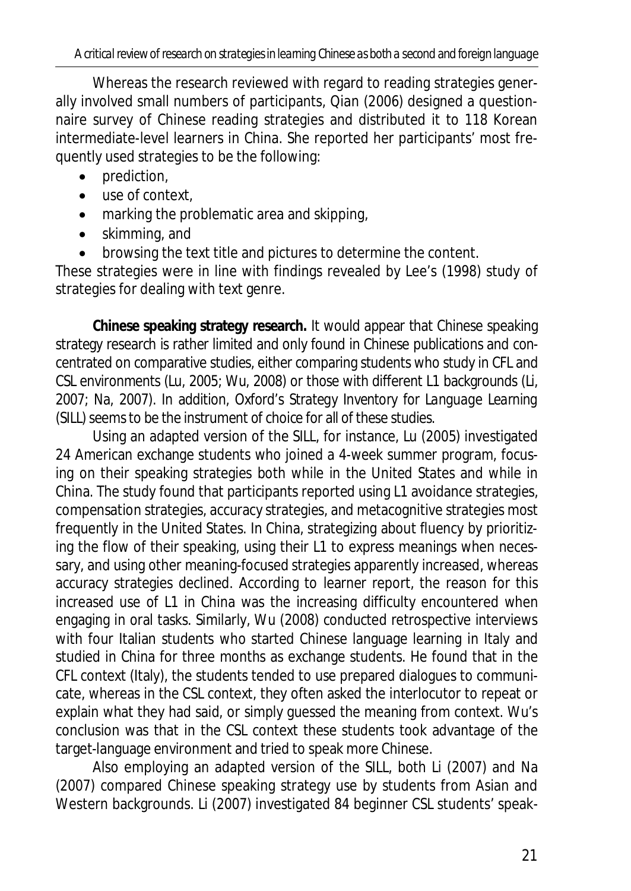Whereas the research reviewed with regard to reading strategies generally involved small numbers of participants, Qian (2006) designed a questionnaire survey of Chinese reading strategies and distributed it to 118 Korean intermediate-level learners in China. She reported her participants' most frequently used strategies to be the following:

- prediction,
- use of context,
- marking the problematic area and skipping,
- skimming, and
- browsing the text title and pictures to determine the content.

These strategies were in line with findings revealed by Lee's (1998) study of strategies for dealing with text genre.

**Chinese speaking strategy research.** It would appear that Chinese speaking strategy research is rather limited and only found in Chinese publications and concentrated on comparative studies, either comparing students who study in CFL and CSL environments (Lu, 2005; Wu, 2008) or those with different L1 backgrounds (Li, 2007; Na, 2007). In addition, Oxford's *Strategy Inventory for Language Learning* (SILL) seems to be the instrument of choice for all of these studies.

Using an adapted version of the SILL, for instance, Lu (2005) investigated 24 American exchange students who joined a 4-week summer program, focusing on their speaking strategies both while in the United States and while in China. The study found that participants reported using L1 avoidance strategies, compensation strategies, accuracy strategies, and metacognitive strategies most frequently in the United States. In China, strategizing about fluency by prioritizing the flow of their speaking, using their L1 to express meanings when necessary, and using other meaning-focused strategies apparently increased, whereas accuracy strategies declined. According to learner report, the reason for this increased use of L1 in China was the increasing difficulty encountered when engaging in oral tasks. Similarly, Wu (2008) conducted retrospective interviews with four Italian students who started Chinese language learning in Italy and studied in China for three months as exchange students. He found that in the CFL context (Italy), the students tended to use prepared dialogues to communicate, whereas in the CSL context, they often asked the interlocutor to repeat or explain what they had said, or simply guessed the meaning from context. Wu's conclusion was that in the CSL context these students took advantage of the target-language environment and tried to speak more Chinese.

Also employing an adapted version of the SILL, both Li (2007) and Na (2007) compared Chinese speaking strategy use by students from Asian and Western backgrounds. Li (2007) investigated 84 beginner CSL students' speak-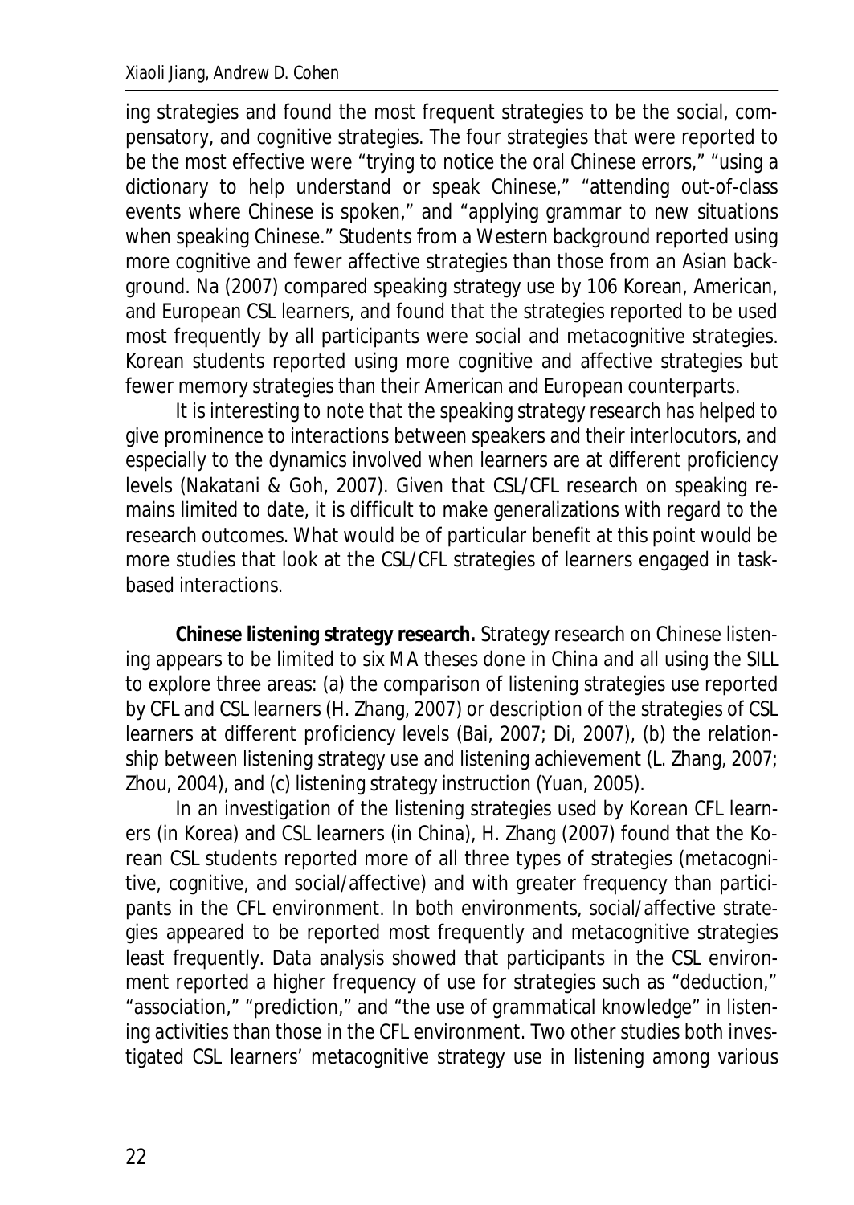ing strategies and found the most frequent strategies to be the social, compensatory, and cognitive strategies. The four strategies that were reported to be the most effective were "trying to notice the oral Chinese errors," "using a dictionary to help understand or speak Chinese," "attending out-of-class events where Chinese is spoken," and "applying grammar to new situations when speaking Chinese." Students from a Western background reported using more cognitive and fewer affective strategies than those from an Asian background. Na (2007) compared speaking strategy use by 106 Korean, American, and European CSL learners, and found that the strategies reported to be used most frequently by all participants were social and metacognitive strategies. Korean students reported using more cognitive and affective strategies but fewer memory strategies than their American and European counterparts.

It is interesting to note that the speaking strategy research has helped to give prominence to interactions between speakers and their interlocutors, and especially to the dynamics involved when learners are at different proficiency levels (Nakatani & Goh, 2007). Given that CSL/CFL research on speaking remains limited to date, it is difficult to make generalizations with regard to the research outcomes. What would be of particular benefit at this point would be more studies that look at the CSL/CFL strategies of learners engaged in task-based interactions.

**Chinese listening strategy research.** Strategy research on Chinese listening appears to be limited to six MA theses done in China and all using the SILL to explore three areas: (a) the comparison of listening strategies use reported by CFL and CSL learners (H. Zhang, 2007) or description of the strategies of CSL learners at different proficiency levels (Bai, 2007; Di, 2007), (b) the relationship between listening strategy use and listening achievement (L. Zhang, 2007; Zhou, 2004), and (c) listening strategy instruction (Yuan, 2005).

In an investigation of the listening strategies used by Korean CFL learners (in Korea) and CSL learners (in China), H. Zhang (2007) found that the Korean CSL students reported more of all three types of strategies (metacognitive, cognitive, and social/affective) and with greater frequency than participants in the CFL environment. In both environments, social/affective strategies appeared to be reported most frequently and metacognitive strategies least frequently. Data analysis showed that participants in the CSL environment reported a higher frequency of use for strategies such as "deduction," "association," "prediction," and "the use of grammatical knowledge" in listening activities than those in the CFL environment. Two other studies both investigated CSL learners' metacognitive strategy use in listening among various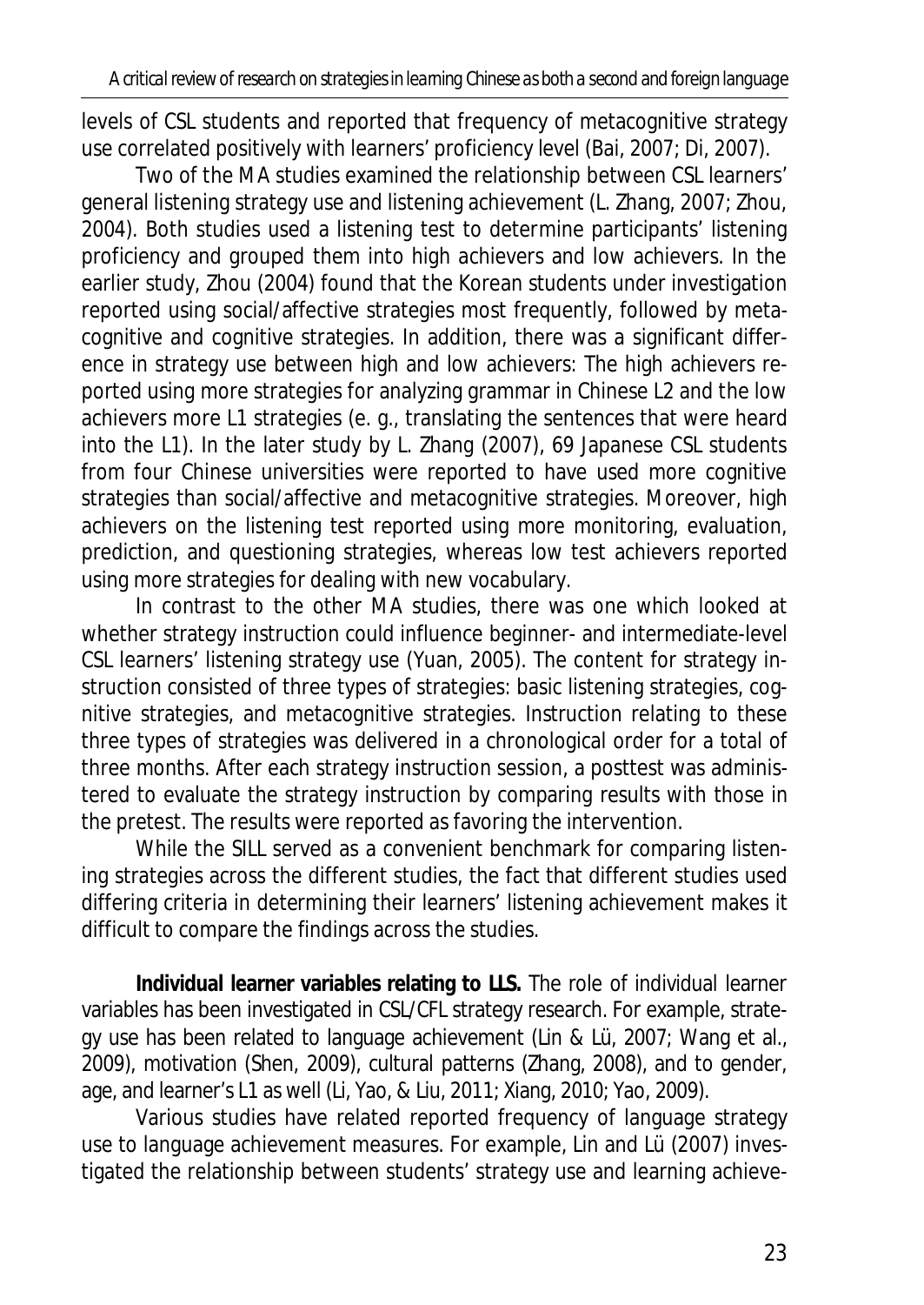levels of CSL students and reported that frequency of metacognitive strategy use correlated positively with learners' proficiency level (Bai, 2007; Di, 2007).

Two of the MA studies examined the relationship between CSL learners' general listening strategy use and listening achievement (L. Zhang, 2007; Zhou, 2004). Both studies used a listening test to determine participants' listening proficiency and grouped them into high achievers and low achievers. In the earlier study, Zhou (2004) found that the Korean students under investigation reported using social/affective strategies most frequently, followed by metacognitive and cognitive strategies. In addition, there was a significant difference in strategy use between high and low achievers: The high achievers reported using more strategies for analyzing grammar in Chinese L2 and the low achievers more L1 strategies (e. g., translating the sentences that were heard into the L1). In the later study by L. Zhang (2007), 69 Japanese CSL students from four Chinese universities were reported to have used more cognitive strategies than social/affective and metacognitive strategies. Moreover, high achievers on the listening test reported using more monitoring, evaluation, prediction, and questioning strategies, whereas low test achievers reported using more strategies for dealing with new vocabulary.

In contrast to the other MA studies, there was one which looked at whether strategy instruction could influence beginner- and intermediate-level CSL learners' listening strategy use (Yuan, 2005). The content for strategy instruction consisted of three types of strategies: basic listening strategies, cognitive strategies, and metacognitive strategies. Instruction relating to these three types of strategies was delivered in a chronological order for a total of three months. After each strategy instruction session, a posttest was administered to evaluate the strategy instruction by comparing results with those in the pretest. The results were reported as favoring the intervention.

While the SILL served as a convenient benchmark for comparing listening strategies across the different studies, the fact that different studies used differing criteria in determining their learners' listening achievement makes it difficult to compare the findings across the studies.

**Individual learner variables relating to LLS.** The role of individual learner variables has been investigated in CSL/CFL strategy research. For example, strategy use has been related to language achievement (Lin & Lü, 2007; Wang et al., 2009), motivation (Shen, 2009), cultural patterns (Zhang, 2008), and to gender, age, and learner's L1 as well (Li, Yao, & Liu, 2011; Xiang, 2010; Yao, 2009).

Various studies have related reported frequency of language strategy use to language achievement measures. For example, Lin and Lü (2007) investigated the relationship between students' strategy use and learning achieve-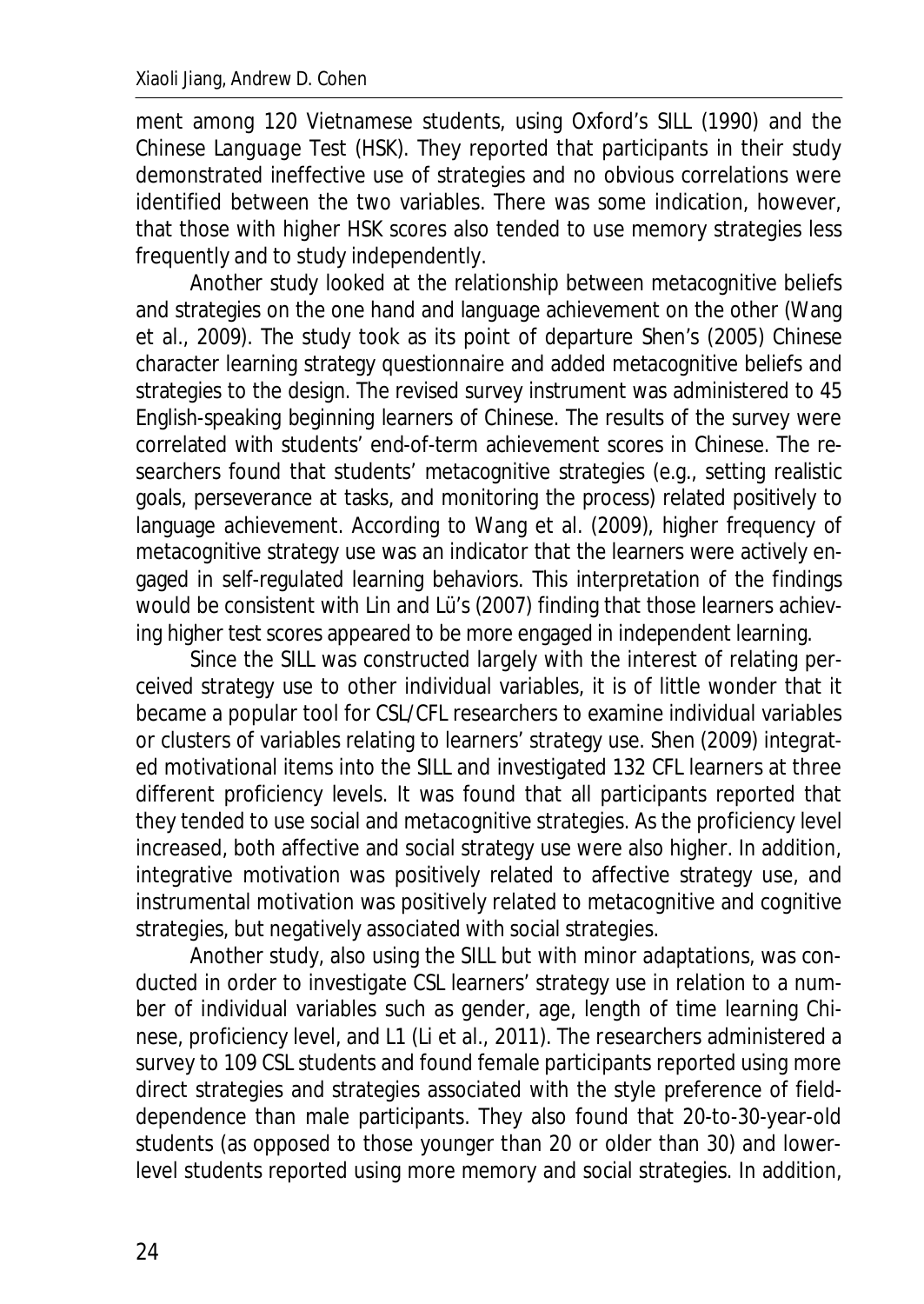ment among 120 Vietnamese students, using Oxford's SILL (1990) and the Chinese Language Test (HSK). They reported that participants in their study demonstrated ineffective use of strategies and no obvious correlations were identified between the two variables. There was some indication, however, that those with higher HSK scores also tended to use memory strategies less frequently and to study independently.

Another study looked at the relationship between metacognitive beliefs and strategies on the one hand and language achievement on the other (Wang et al., 2009). The study took as its point of departure Shen's (2005) Chinese character learning strategy questionnaire and added metacognitive beliefs and strategies to the design. The revised survey instrument was administered to 45 English-speaking beginning learners of Chinese. The results of the survey were correlated with students' end-of-term achievement scores in Chinese. The researchers found that students' metacognitive strategies (e.g., setting realistic goals, perseverance at tasks, and monitoring the process) related positively to language achievement. According to Wang et al. (2009), higher frequency of metacognitive strategy use was an indicator that the learners were actively engaged in self-regulated learning behaviors. This interpretation of the findings would be consistent with Lin and Lü's (2007) finding that those learners achieving higher test scores appeared to be more engaged in independent learning.

Since the SILL was constructed largely with the interest of relating perceived strategy use to other individual variables, it is of little wonder that it became a popular tool for CSL/CFL researchers to examine individual variables or clusters of variables relating to learners' strategy use. Shen (2009) integrated motivational items into the SILL and investigated 132 CFL learners at three different proficiency levels. It was found that all participants reported that they tended to use social and metacognitive strategies. As the proficiency level increased, both affective and social strategy use were also higher. In addition, integrative motivation was positively related to affective strategy use, and instrumental motivation was positively related to metacognitive and cognitive strategies, but negatively associated with social strategies.

Another study, also using the SILL but with minor adaptations, was conducted in order to investigate CSL learners' strategy use in relation to a number of individual variables such as gender, age, length of time learning Chinese, proficiency level, and L1 (Li et al., 2011). The researchers administered a survey to 109 CSL students and found female participants reported using more direct strategies and strategies associated with the style preference of field-dependence than male participants. They also found that 20-to-30-year-old students (as opposed to those younger than 20 or older than 30) and lower-level students reported using more memory and social strategies. In addition,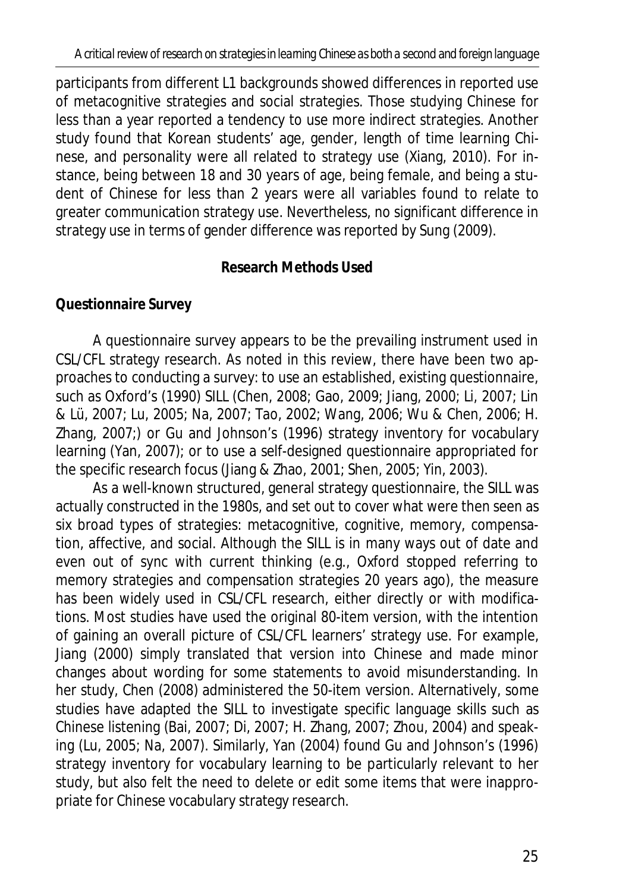participants from different L1 backgrounds showed differences in reported use of metacognitive strategies and social strategies. Those studying Chinese for less than a year reported a tendency to use more indirect strategies. Another study found that Korean students' age, gender, length of time learning Chinese, and personality were all related to strategy use (Xiang, 2010). For instance, being between 18 and 30 years of age, being female, and being a student of Chinese for less than 2 years were all variables found to relate to greater communication strategy use. Nevertheless, no significant difference in strategy use in terms of gender difference was reported by Sung (2009).

## Research Methods Used

### Questionnaire Survey

A questionnaire survey appears to be the prevailing instrument used in CSL/CFL strategy research. As noted in this review, there have been two approaches to conducting a survey: to use an established, existing questionnaire, such as Oxford's (1990) SILL (Chen, 2008; Gao, 2009; Jiang, 2000; Li, 2007; Lin & Lü, 2007; Lu, 2005; Na, 2007; Tao, 2002; Wang, 2006; Wu & Chen, 2006; H. Zhang, 2007;) or Gu and Johnson's (1996) strategy inventory for vocabulary learning (Yan, 2007); or to use a self-designed questionnaire appropriated for the specific research focus (Jiang & Zhao, 2001; Shen, 2005; Yin, 2003).

As a well-known structured, general strategy questionnaire, the SILL was actually constructed in the 1980s, and set out to cover what were then seen as six broad types of strategies: metacognitive, cognitive, memory, compensation, affective, and social. Although the SILL is in many ways out of date and even out of sync with current thinking (e.g., Oxford stopped referring to memory strategies and compensation strategies 20 years ago), the measure has been widely used in CSL/CFL research, either directly or with modifications. Most studies have used the original 80-item version, with the intention of gaining an overall picture of CSL/CFL learners' strategy use. For example, Jiang (2000) simply translated that version into Chinese and made minor changes about wording for some statements to avoid misunderstanding. In her study, Chen (2008) administered the 50-item version. Alternatively, some studies have adapted the SILL to investigate specific language skills such as Chinese listening (Bai, 2007; Di, 2007; H. Zhang, 2007; Zhou, 2004) and speaking (Lu, 2005; Na, 2007). Similarly, Yan (2004) found Gu and Johnson's (1996) strategy inventory for vocabulary learning to be particularly relevant to her study, but also felt the need to delete or edit some items that were inappropriate for Chinese vocabulary strategy research.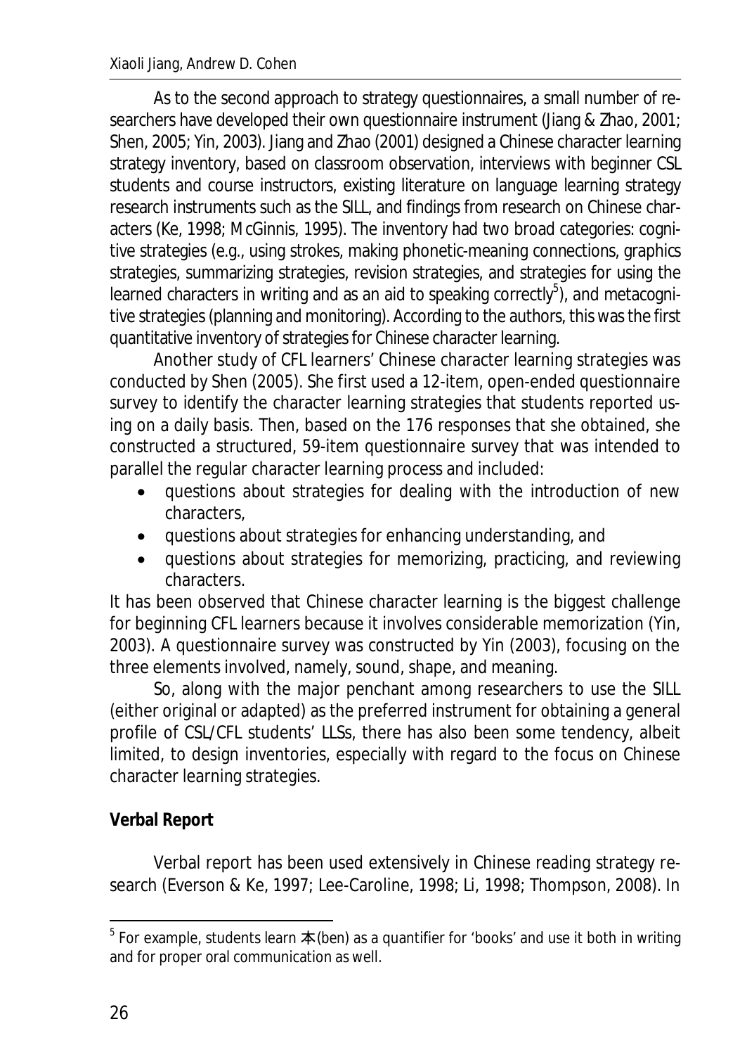As to the second approach to strategy questionnaires, a small number of researchers have developed their own questionnaire instrument (Jiang & Zhao, 2001; Shen, 2005; Yin, 2003). Jiang and Zhao (2001) designed a Chinese character learning strategy inventory, based on classroom observation, interviews with beginner CSL students and course instructors, existing literature on language learning strategy research instruments such as the SILL, and findings from research on Chinese characters (Ke, 1998; McGinnis, 1995). The inventory had two broad categories: cognitive strategies (e.g., using strokes, making phonetic-meaning connections, graphics strategies, summarizing strategies, revision strategies, and strategies for using the learned characters in writing and as an aid to speaking correctly[5]), and metacognitive strategies (planning and monitoring). According to the authors, this was the first quantitative inventory of strategies for Chinese character learning.

Another study of CFL learners' Chinese character learning strategies was conducted by Shen (2005). She first used a 12-item, open-ended questionnaire survey to identify the character learning strategies that students reported using on a daily basis. Then, based on the 176 responses that she obtained, she constructed a structured, 59-item questionnaire survey that was intended to parallel the regular character learning process and included:

- questions about strategies for dealing with the introduction of new characters,
- questions about strategies for enhancing understanding, and
- questions about strategies for memorizing, practicing, and reviewing characters.

It has been observed that Chinese character learning is the biggest challenge for beginning CFL learners because it involves considerable memorization (Yin, 2003). A questionnaire survey was constructed by Yin (2003), focusing on the three elements involved, namely, sound, shape, and meaning.

So, along with the major penchant among researchers to use the SILL (either original or adapted) as the preferred instrument for obtaining a general profile of CSL/CFL students' LLSs, there has also been some tendency, albeit limited, to design inventories, especially with regard to the focus on Chinese character learning strategies.

**Verbal Report**

Verbal report has been used extensively in Chinese reading strategy research (Everson & Ke, 1997; Lee-Caroline, 1998; Li, 1998; Thompson, 2008). In

[5] For example, students learn 本 (ben) as a quantifier for 'books' and use it both in writing and for proper oral communication as well.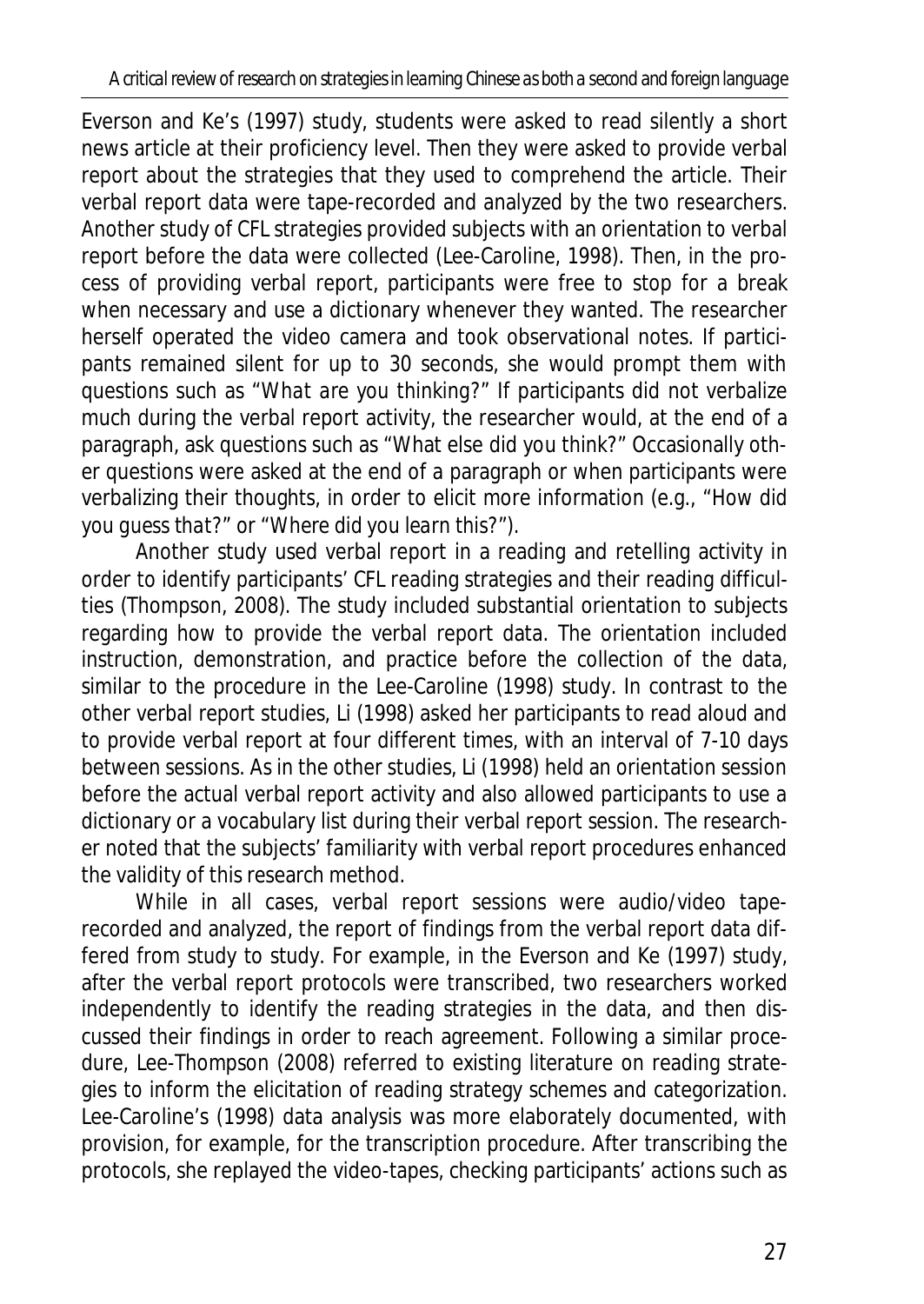Everson and Ke's (1997) study, students were asked to read silently a short news article at their proficiency level. Then they were asked to provide verbal report about the strategies that they used to comprehend the article. Their verbal report data were tape-recorded and analyzed by the two researchers. Another study of CFL strategies provided subjects with an orientation to verbal report before the data were collected (Lee-Caroline, 1998). Then, in the process of providing verbal report, participants were free to stop for a break when necessary and use a dictionary whenever they wanted. The researcher herself operated the video camera and took observational notes. If participants remained silent for up to 30 seconds, she would prompt them with questions such as "*What are you thinking?*" If participants did not verbalize much during the verbal report activity, the researcher would, at the end of a paragraph, ask questions such as "What else did you think?" Occasionally other questions were asked at the end of a paragraph or when participants were verbalizing their thoughts, in order to elicit more information (e.g., "*How did you guess that?*" or "*Where did you learn this?*").

Another study used verbal report in a reading and retelling activity in order to identify participants' CFL reading strategies and their reading difficulties (Thompson, 2008). The study included substantial orientation to subjects regarding how to provide the verbal report data. The orientation included instruction, demonstration, and practice before the collection of the data, similar to the procedure in the Lee-Caroline (1998) study. In contrast to the other verbal report studies, Li (1998) asked her participants to read aloud and to provide verbal report at four different times, with an interval of 7-10 days between sessions. As in the other studies, Li (1998) held an orientation session before the actual verbal report activity and also allowed participants to use a dictionary or a vocabulary list during their verbal report session. The researcher noted that the subjects' familiarity with verbal report procedures enhanced the validity of this research method.

While in all cases, verbal report sessions were audio/video tape-recorded and analyzed, the report of findings from the verbal report data differed from study to study. For example, in the Everson and Ke (1997) study, after the verbal report protocols were transcribed, two researchers worked independently to identify the reading strategies in the data, and then discussed their findings in order to reach agreement. Following a similar procedure, Lee-Thompson (2008) referred to existing literature on reading strategies to inform the elicitation of reading strategy schemes and categorization. Lee-Caroline's (1998) data analysis was more elaborately documented, with provision, for example, for the transcription procedure. After transcribing the protocols, she replayed the video-tapes, checking participants' actions such as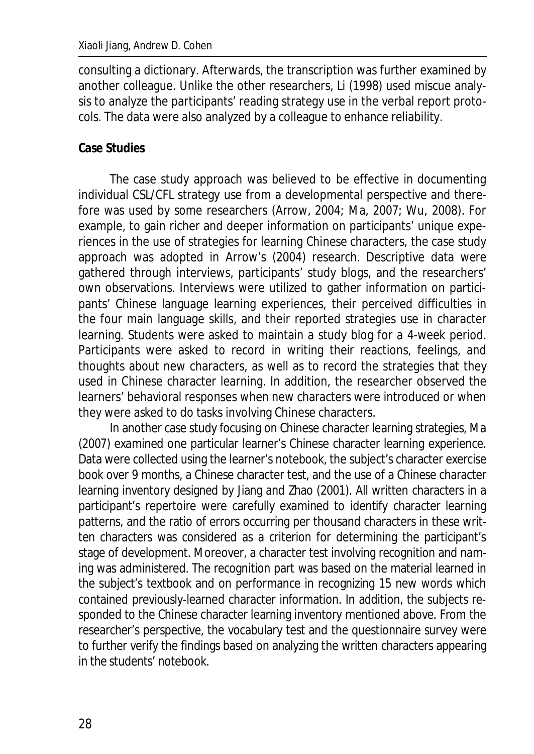consulting a dictionary. Afterwards, the transcription was further examined by another colleague. Unlike the other researchers, Li (1998) used miscue analysis to analyze the participants' reading strategy use in the verbal report protocols. The data were also analyzed by a colleague to enhance reliability.

**Case Studies**

The case study approach was believed to be effective in documenting individual CSL/CFL strategy use from a developmental perspective and therefore was used by some researchers (Arrow, 2004; Ma, 2007; Wu, 2008). For example, to gain richer and deeper information on participants' unique experiences in the use of strategies for learning Chinese characters, the case study approach was adopted in Arrow's (2004) research. Descriptive data were gathered through interviews, participants' study blogs, and the researchers' own observations. Interviews were utilized to gather information on participants' Chinese language learning experiences, their perceived difficulties in the four main language skills, and their reported strategies use in character learning. Students were asked to maintain a study blog for a 4-week period. Participants were asked to record in writing their reactions, feelings, and thoughts about new characters, as well as to record the strategies that they used in Chinese character learning. In addition, the researcher observed the learners' behavioral responses when new characters were introduced or when they were asked to do tasks involving Chinese characters.

In another case study focusing on Chinese character learning strategies, Ma (2007) examined one particular learner's Chinese character learning experience. Data were collected using the learner's notebook, the subject's character exercise book over 9 months, a Chinese character test, and the use of a Chinese character learning inventory designed by Jiang and Zhao (2001). All written characters in a participant's repertoire were carefully examined to identify character learning patterns, and the ratio of errors occurring per thousand characters in these written characters was considered as a criterion for determining the participant's stage of development. Moreover, a character test involving recognition and naming was administered. The recognition part was based on the material learned in the subject's textbook and on performance in recognizing 15 new words which contained previously-learned character information. In addition, the subjects responded to the Chinese character learning inventory mentioned above. From the researcher's perspective, the vocabulary test and the questionnaire survey were to further verify the findings based on analyzing the written characters appearing in the students' notebook.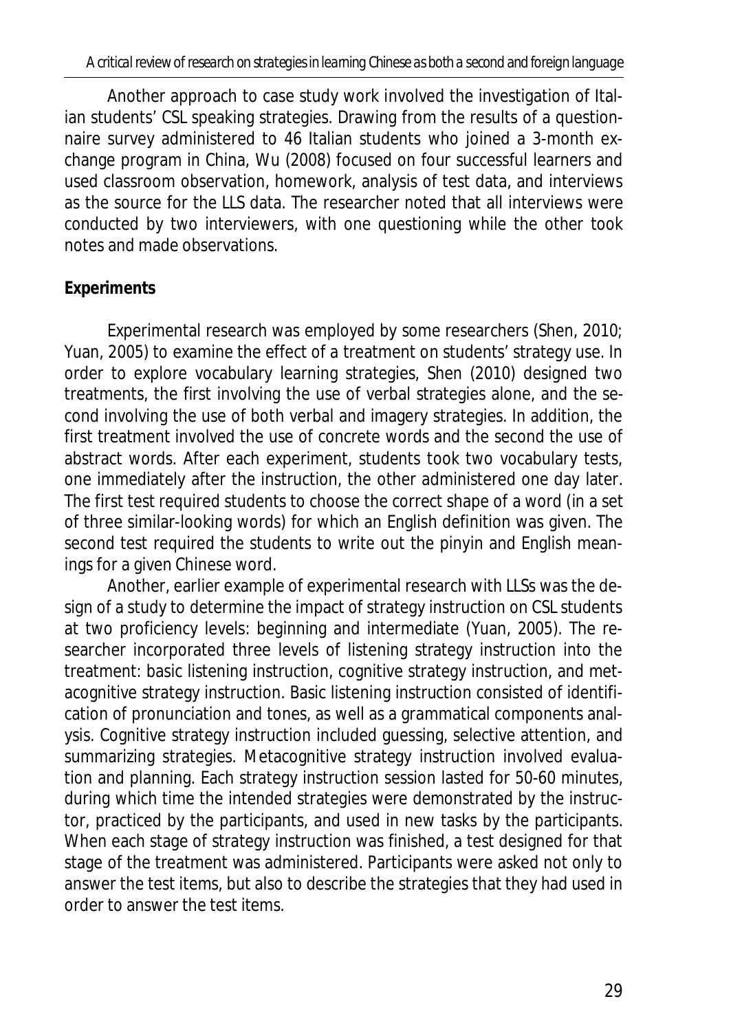Another approach to case study work involved the investigation of Italian students' CSL speaking strategies. Drawing from the results of a questionnaire survey administered to 46 Italian students who joined a 3-month exchange program in China, Wu (2008) focused on four successful learners and used classroom observation, homework, analysis of test data, and interviews as the source for the LLS data. The researcher noted that all interviews were conducted by two interviewers, with one questioning while the other took notes and made observations.

**Experiments**

Experimental research was employed by some researchers (Shen, 2010; Yuan, 2005) to examine the effect of a treatment on students' strategy use. In order to explore vocabulary learning strategies, Shen (2010) designed two treatments, the first involving the use of verbal strategies alone, and the second involving the use of both verbal and imagery strategies. In addition, the first treatment involved the use of concrete words and the second the use of abstract words. After each experiment, students took two vocabulary tests, one immediately after the instruction, the other administered one day later. The first test required students to choose the correct shape of a word (in a set of three similar-looking words) for which an English definition was given. The second test required the students to write out the pinyin and English meanings for a given Chinese word.

Another, earlier example of experimental research with LLSs was the design of a study to determine the impact of strategy instruction on CSL students at two proficiency levels: beginning and intermediate (Yuan, 2005). The researcher incorporated three levels of listening strategy instruction into the treatment: basic listening instruction, cognitive strategy instruction, and metacognitive strategy instruction. Basic listening instruction consisted of identification of pronunciation and tones, as well as a grammatical components analysis. Cognitive strategy instruction included guessing, selective attention, and summarizing strategies. Metacognitive strategy instruction involved evaluation and planning. Each strategy instruction session lasted for 50-60 minutes, during which time the intended strategies were demonstrated by the instructor, practiced by the participants, and used in new tasks by the participants. When each stage of strategy instruction was finished, a test designed for that stage of the treatment was administered. Participants were asked not only to answer the test items, but also to describe the strategies that they had used in order to answer the test items.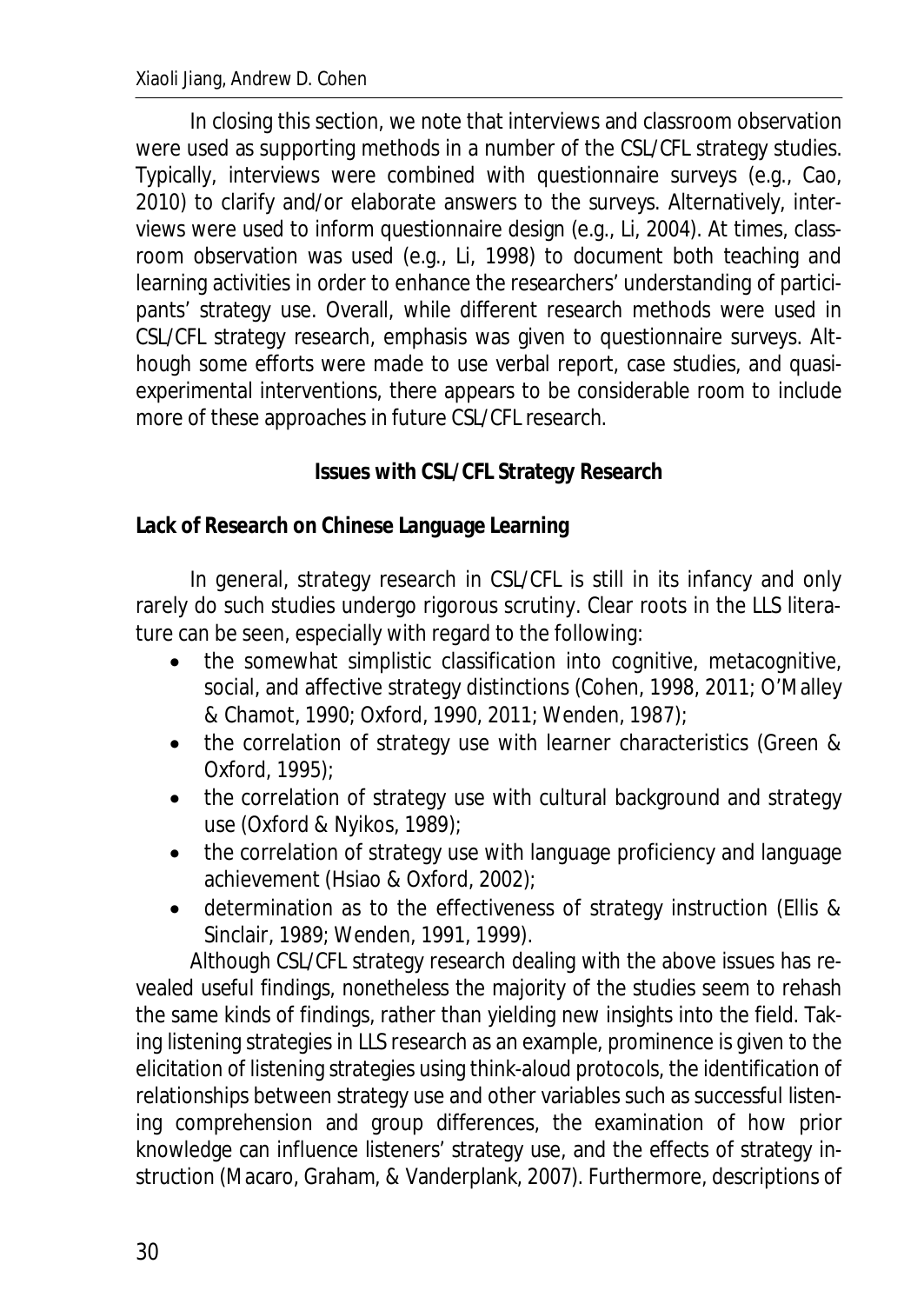In closing this section, we note that interviews and classroom observation were used as supporting methods in a number of the CSL/CFL strategy studies. Typically, interviews were combined with questionnaire surveys (e.g., Cao, 2010) to clarify and/or elaborate answers to the surveys. Alternatively, interviews were used to inform questionnaire design (e.g., Li, 2004). At times, classroom observation was used (e.g., Li, 1998) to document both teaching and learning activities in order to enhance the researchers' understanding of participants' strategy use. Overall, while different research methods were used in CSL/CFL strategy research, emphasis was given to questionnaire surveys. Although some efforts were made to use verbal report, case studies, and quasi-experimental interventions, there appears to be considerable room to include more of these approaches in future CSL/CFL research.

## Issues with CSL/CFL Strategy Research

### Lack of Research on Chinese Language Learning

In general, strategy research in CSL/CFL is still in its infancy and only rarely do such studies undergo rigorous scrutiny. Clear roots in the LLS literature can be seen, especially with regard to the following:

- the somewhat simplistic classification into cognitive, metacognitive, social, and affective strategy distinctions (Cohen, 1998, 2011; O'Malley & Chamot, 1990; Oxford, 1990, 2011; Wenden, 1987);
- the correlation of strategy use with learner characteristics (Green & Oxford, 1995);
- the correlation of strategy use with cultural background and strategy use (Oxford & Nyikos, 1989);
- the correlation of strategy use with language proficiency and language achievement (Hsiao & Oxford, 2002);
- determination as to the effectiveness of strategy instruction (Ellis & Sinclair, 1989; Wenden, 1991, 1999).

Although CSL/CFL strategy research dealing with the above issues has revealed useful findings, nonetheless the majority of the studies seem to rehash the same kinds of findings, rather than yielding new insights into the field. Taking listening strategies in LLS research as an example, prominence is given to the elicitation of listening strategies using think-aloud protocols, the identification of relationships between strategy use and other variables such as successful listening comprehension and group differences, the examination of how prior knowledge can influence listeners' strategy use, and the effects of strategy instruction (Macaro, Graham, & Vanderplank, 2007). Furthermore, descriptions of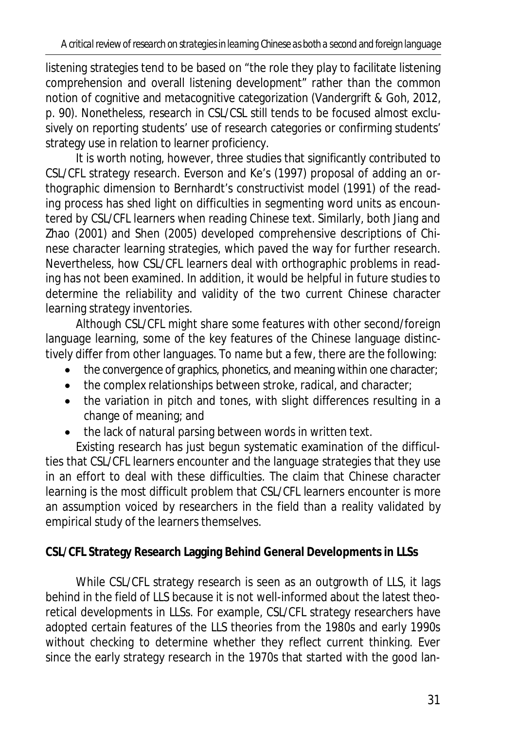listening strategies tend to be based on "the role they play to facilitate listening comprehension and overall listening development" rather than the common notion of cognitive and metacognitive categorization (Vandergrift & Goh, 2012, p. 90). Nonetheless, research in CSL/CSL still tends to be focused almost exclusively on reporting students' use of research categories or confirming students' strategy use in relation to learner proficiency.

It is worth noting, however, three studies that significantly contributed to CSL/CFL strategy research. Everson and Ke's (1997) proposal of adding an orthographic dimension to Bernhardt's constructivist model (1991) of the reading process has shed light on difficulties in segmenting word units as encountered by CSL/CFL learners when reading Chinese text. Similarly, both Jiang and Zhao (2001) and Shen (2005) developed comprehensive descriptions of Chinese character learning strategies, which paved the way for further research. Nevertheless, how CSL/CFL learners deal with orthographic problems in reading has not been examined. In addition, it would be helpful in future studies to determine the reliability and validity of the two current Chinese character learning strategy inventories.

Although CSL/CFL might share some features with other second/foreign language learning, some of the key features of the Chinese language distinctively differ from other languages. To name but a few, there are the following:

- the convergence of graphics, phonetics, and meaning within one character;
- the complex relationships between stroke, radical, and character;
- the variation in pitch and tones, with slight differences resulting in a change of meaning; and
- the lack of natural parsing between words in written text.

Existing research has just begun systematic examination of the difficulties that CSL/CFL learners encounter and the language strategies that they use in an effort to deal with these difficulties. The claim that Chinese character learning is the most difficult problem that CSL/CFL learners encounter is more an assumption voiced by researchers in the field than a reality validated by empirical study of the learners themselves.

### CSL/CFL Strategy Research Lagging Behind General Developments in LLSs

While CSL/CFL strategy research is seen as an outgrowth of LLS, it lags behind in the field of LLS because it is not well-informed about the latest theoretical developments in LLSs. For example, CSL/CFL strategy researchers have adopted certain features of the LLS theories from the 1980s and early 1990s without checking to determine whether they reflect current thinking. Ever since the early strategy research in the 1970s that started with the good lan-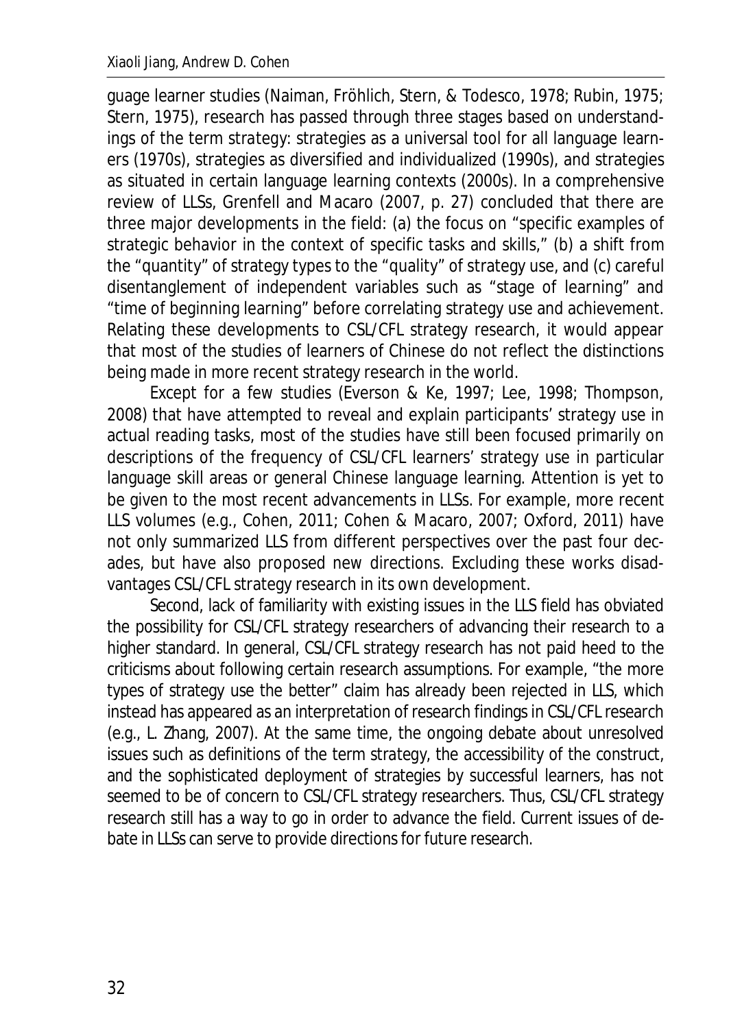guage learner studies (Naiman, Fröhlich, Stern, & Todesco, 1978; Rubin, 1975; Stern, 1975), research has passed through three stages based on understandings of the term *strategy*: strategies as a universal tool for all language learners (1970s), strategies as diversified and individualized (1990s), and strategies as situated in certain language learning contexts (2000s). In a comprehensive review of LLSs, Grenfell and Macaro (2007, p. 27) concluded that there are three major developments in the field: (a) the focus on "specific examples of strategic behavior in the context of specific tasks and skills," (b) a shift from the "quantity" of strategy types to the "quality" of strategy use, and (c) careful disentanglement of independent variables such as "stage of learning" and "time of beginning learning" before correlating strategy use and achievement. Relating these developments to CSL/CFL strategy research, it would appear that most of the studies of learners of Chinese do not reflect the distinctions being made in more recent strategy research in the world.

Except for a few studies (Everson & Ke, 1997; Lee, 1998; Thompson, 2008) that have attempted to reveal and explain participants' strategy use in actual reading tasks, most of the studies have still been focused primarily on descriptions of the frequency of CSL/CFL learners' strategy use in particular language skill areas or general Chinese language learning. Attention is yet to be given to the most recent advancements in LLSs. For example, more recent LLS volumes (e.g., Cohen, 2011; Cohen & Macaro, 2007; Oxford, 2011) have not only summarized LLS from different perspectives over the past four decades, but have also proposed new directions. Excluding these works disadvantages CSL/CFL strategy research in its own development.

Second, lack of familiarity with existing issues in the LLS field has obviated the possibility for CSL/CFL strategy researchers of advancing their research to a higher standard. In general, CSL/CFL strategy research has not paid heed to the criticisms about following certain research assumptions. For example, "the more types of strategy use the better" claim has already been rejected in LLS, which instead has appeared as an interpretation of research findings in CSL/CFL research (e.g., L. Zhang, 2007). At the same time, the ongoing debate about unresolved issues such as definitions of the term strategy, the accessibility of the construct, and the sophisticated deployment of strategies by successful learners, has not seemed to be of concern to CSL/CFL strategy researchers. Thus, CSL/CFL strategy research still has a way to go in order to advance the field. Current issues of debate in LLSs can serve to provide directions for future research.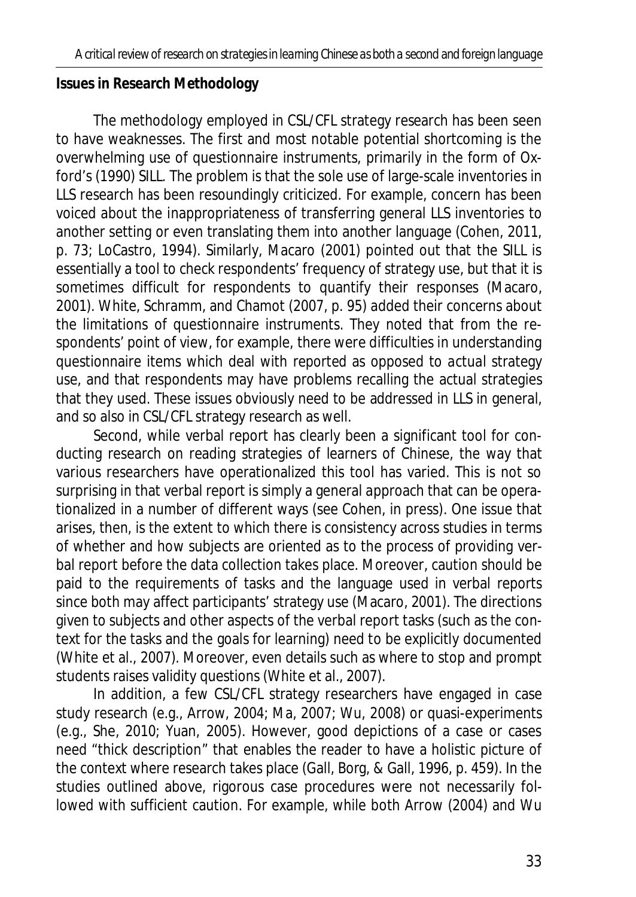**Issues in Research Methodology**

The methodology employed in CSL/CFL strategy research has been seen to have weaknesses. The first and most notable potential shortcoming is the overwhelming use of questionnaire instruments, primarily in the form of Oxford's (1990) SILL. The problem is that the sole use of large-scale inventories in LLS research has been resoundingly criticized. For example, concern has been voiced about the inappropriateness of transferring general LLS inventories to another setting or even translating them into another language (Cohen, 2011, p. 73; LoCastro, 1994). Similarly, Macaro (2001) pointed out that the SILL is essentially a tool to check respondents' frequency of strategy use, but that it is sometimes difficult for respondents to quantify their responses (Macaro, 2001). White, Schramm, and Chamot (2007, p. 95) added their concerns about the limitations of questionnaire instruments. They noted that from the respondents' point of view, for example, there were difficulties in understanding questionnaire items which deal with *reported* as opposed to *actual* strategy use, and that respondents may have problems recalling the actual strategies that they used. These issues obviously need to be addressed in LLS in general, and so also in CSL/CFL strategy research as well.

Second, while verbal report has clearly been a significant tool for conducting research on reading strategies of learners of Chinese, the way that various researchers have operationalized this tool has varied. This is not so surprising in that verbal report is simply a general approach that can be operationalized in a number of different ways (see Cohen, in press). One issue that arises, then, is the extent to which there is consistency across studies in terms of whether and how subjects are oriented as to the process of providing verbal report before the data collection takes place. Moreover, caution should be paid to the requirements of tasks and the language used in verbal reports since both may affect participants' strategy use (Macaro, 2001). The directions given to subjects and other aspects of the verbal report tasks (such as the context for the tasks and the goals for learning) need to be explicitly documented (White et al., 2007). Moreover, even details such as where to stop and prompt students raises validity questions (White et al., 2007).

In addition, a few CSL/CFL strategy researchers have engaged in case study research (e.g., Arrow, 2004; Ma, 2007; Wu, 2008) or quasi-experiments (e.g., She, 2010; Yuan, 2005). However, good depictions of a case or cases need "thick description" that enables the reader to have a holistic picture of the context where research takes place (Gall, Borg, & Gall, 1996, p. 459). In the studies outlined above, rigorous case procedures were not necessarily followed with sufficient caution. For example, while both Arrow (2004) and Wu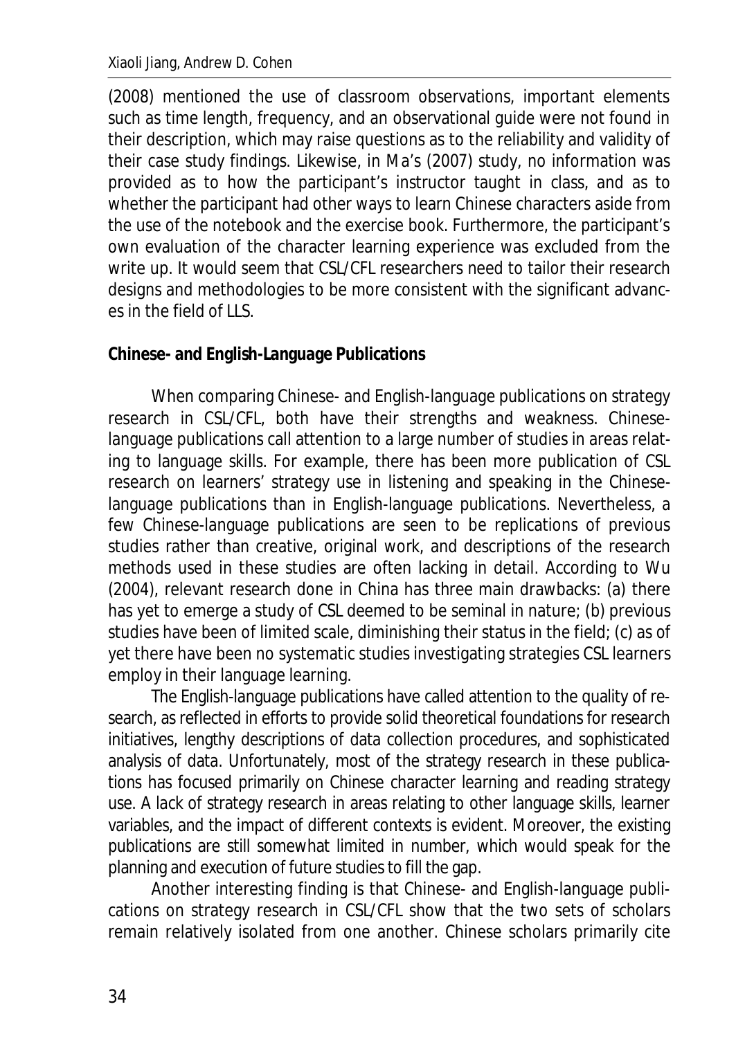(2008) mentioned the use of classroom observations, important elements such as time length, frequency, and an observational guide were not found in their description, which may raise questions as to the reliability and validity of their case study findings. Likewise, in Ma's (2007) study, no information was provided as to how the participant's instructor taught in class, and as to whether the participant had other ways to learn Chinese characters aside from the use of the notebook and the exercise book. Furthermore, the participant's own evaluation of the character learning experience was excluded from the write up. It would seem that CSL/CFL researchers need to tailor their research designs and methodologies to be more consistent with the significant advances in the field of LLS.

**Chinese- and English-Language Publications**

When comparing Chinese- and English-language publications on strategy research in CSL/CFL, both have their strengths and weakness. Chinese-language publications call attention to a large number of studies in areas relating to language skills. For example, there has been more publication of CSL research on learners' strategy use in listening and speaking in the Chinese-language publications than in English-language publications. Nevertheless, a few Chinese-language publications are seen to be replications of previous studies rather than creative, original work, and descriptions of the research methods used in these studies are often lacking in detail. According to Wu (2004), relevant research done in China has three main drawbacks: (a) there has yet to emerge a study of CSL deemed to be seminal in nature; (b) previous studies have been of limited scale, diminishing their status in the field; (c) as of yet there have been no systematic studies investigating strategies CSL learners employ in their language learning.

The English-language publications have called attention to the quality of research, as reflected in efforts to provide solid theoretical foundations for research initiatives, lengthy descriptions of data collection procedures, and sophisticated analysis of data. Unfortunately, most of the strategy research in these publications has focused primarily on Chinese character learning and reading strategy use. A lack of strategy research in areas relating to other language skills, learner variables, and the impact of different contexts is evident. Moreover, the existing publications are still somewhat limited in number, which would speak for the planning and execution of future studies to fill the gap.

Another interesting finding is that Chinese- and English-language publications on strategy research in CSL/CFL show that the two sets of scholars remain relatively isolated from one another. Chinese scholars primarily cite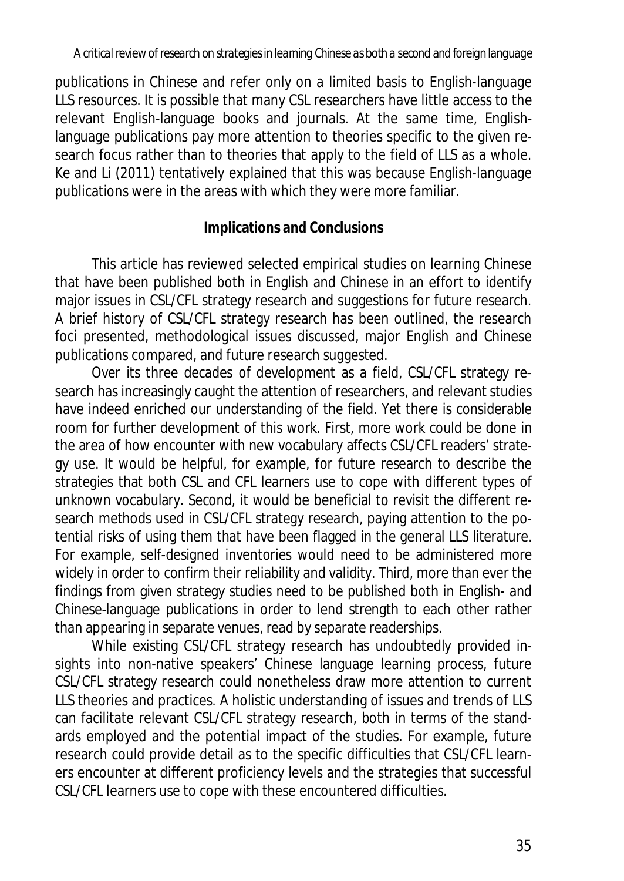publications in Chinese and refer only on a limited basis to English-language LLS resources. It is possible that many CSL researchers have little access to the relevant English-language books and journals. At the same time, English-language publications pay more attention to theories specific to the given research focus rather than to theories that apply to the field of LLS as a whole. Ke and Li (2011) tentatively explained that this was because English-language publications were in the areas with which they were more familiar.

## Implications and Conclusions

This article has reviewed selected empirical studies on learning Chinese that have been published both in English and Chinese in an effort to identify major issues in CSL/CFL strategy research and suggestions for future research. A brief history of CSL/CFL strategy research has been outlined, the research foci presented, methodological issues discussed, major English and Chinese publications compared, and future research suggested.

Over its three decades of development as a field, CSL/CFL strategy research has increasingly caught the attention of researchers, and relevant studies have indeed enriched our understanding of the field. Yet there is considerable room for further development of this work. First, more work could be done in the area of how encounter with new vocabulary affects CSL/CFL readers' strategy use. It would be helpful, for example, for future research to describe the strategies that both CSL and CFL learners use to cope with different types of unknown vocabulary. Second, it would be beneficial to revisit the different research methods used in CSL/CFL strategy research, paying attention to the potential risks of using them that have been flagged in the general LLS literature. For example, self-designed inventories would need to be administered more widely in order to confirm their reliability and validity. Third, more than ever the findings from given strategy studies need to be published both in English- and Chinese-language publications in order to lend strength to each other rather than appearing in separate venues, read by separate readerships.

While existing CSL/CFL strategy research has undoubtedly provided insights into non-native speakers' Chinese language learning process, future CSL/CFL strategy research could nonetheless draw more attention to current LLS theories and practices. A holistic understanding of issues and trends of LLS can facilitate relevant CSL/CFL strategy research, both in terms of the standards employed and the potential impact of the studies. For example, future research could provide detail as to the specific difficulties that CSL/CFL learners encounter at different proficiency levels and the strategies that successful CSL/CFL learners use to cope with these encountered difficulties.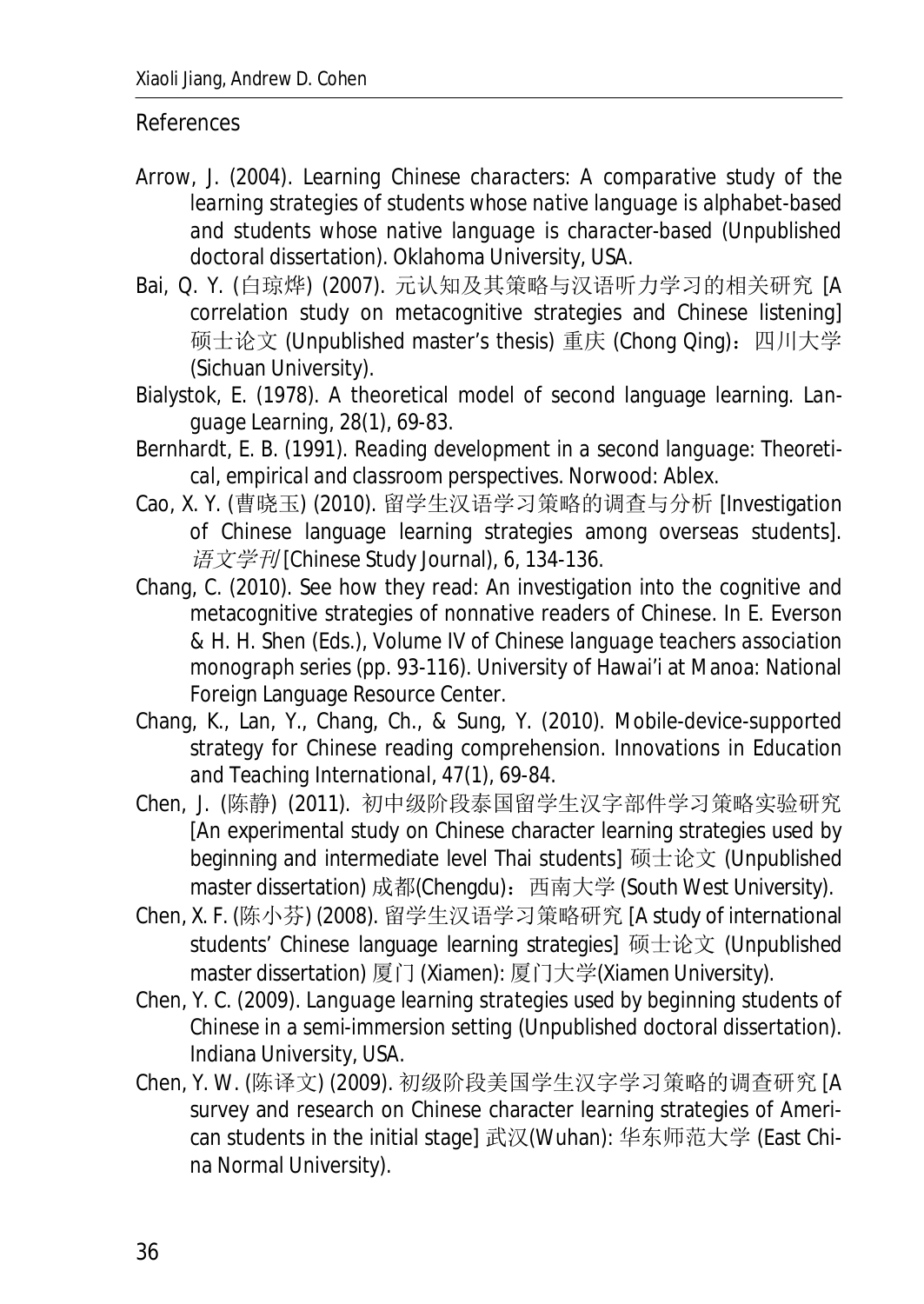References

Arrow, J. (2004). *Learning Chinese characters: A comparative study of the learning strategies of students whose native language is alphabet-based and students whose native language is character-based* (Unpublished doctoral dissertation). Oklahoma University, USA.

Bai, Q. Y. (白琼烨) (2007). 元认知及其策略与汉语听力学习的相关研究 [A correlation study on metacognitive strategies and Chinese listening] 硕士论文 (Unpublished master's thesis) 重庆 (Chong Qing)：四川大学 (Sichuan University).

Bialystok, E. (1978). A theoretical model of second language learning. *Language Learning*, 28(1), 69-83.

Bernhardt, E. B. (1991). *Reading development in a second language: Theoretical, empirical and classroom perspectives*. Norwood: Ablex.

Cao, X. Y. (曹晓玉) (2010). 留学生汉语学习策略的调查与分析 [Investigation of Chinese language learning strategies among overseas students]. *语文学刊* [Chinese Study Journal), 6, 134-136.

Chang, C. (2010). See how they read: An investigation into the cognitive and metacognitive strategies of nonnative readers of Chinese. In E. Everson & H. H. Shen (Eds.), *Volume IV of Chinese language teachers association monograph series* (pp. 93-116). University of Hawai'i at Manoa: National Foreign Language Resource Center.

Chang, K., Lan, Y., Chang, Ch., & Sung, Y. (2010). Mobile-device-supported strategy for Chinese reading comprehension. *Innovations in Education and Teaching International*, 47(1), 69-84.

Chen, J. (陈静) (2011). 初中级阶段泰国留学生汉字部件学习策略实验研究 [An experimental study on Chinese character learning strategies used by beginning and intermediate level Thai students] 硕士论文 (Unpublished master dissertation) 成都(Chengdu)： 西南大学 (South West University).

Chen, X. F. (陈小芬) (2008). 留学生汉语学习策略研究 [A study of international students' Chinese language learning strategies] 硕士论文 (Unpublished master dissertation) 厦门 (Xiamen): 厦门大学(Xiamen University).

Chen, Y. C. (2009). *Language learning strategies used by beginning students of Chinese in a semi-immersion setting* (Unpublished doctoral dissertation). Indiana University, USA.

Chen, Y. W. (陈译文) (2009). 初级阶段美国学生汉字学习策略的调查研究 [A survey and research on Chinese character learning strategies of American students in the initial stage] 武汉(Wuhan): 华东师范大学 (East China Normal University).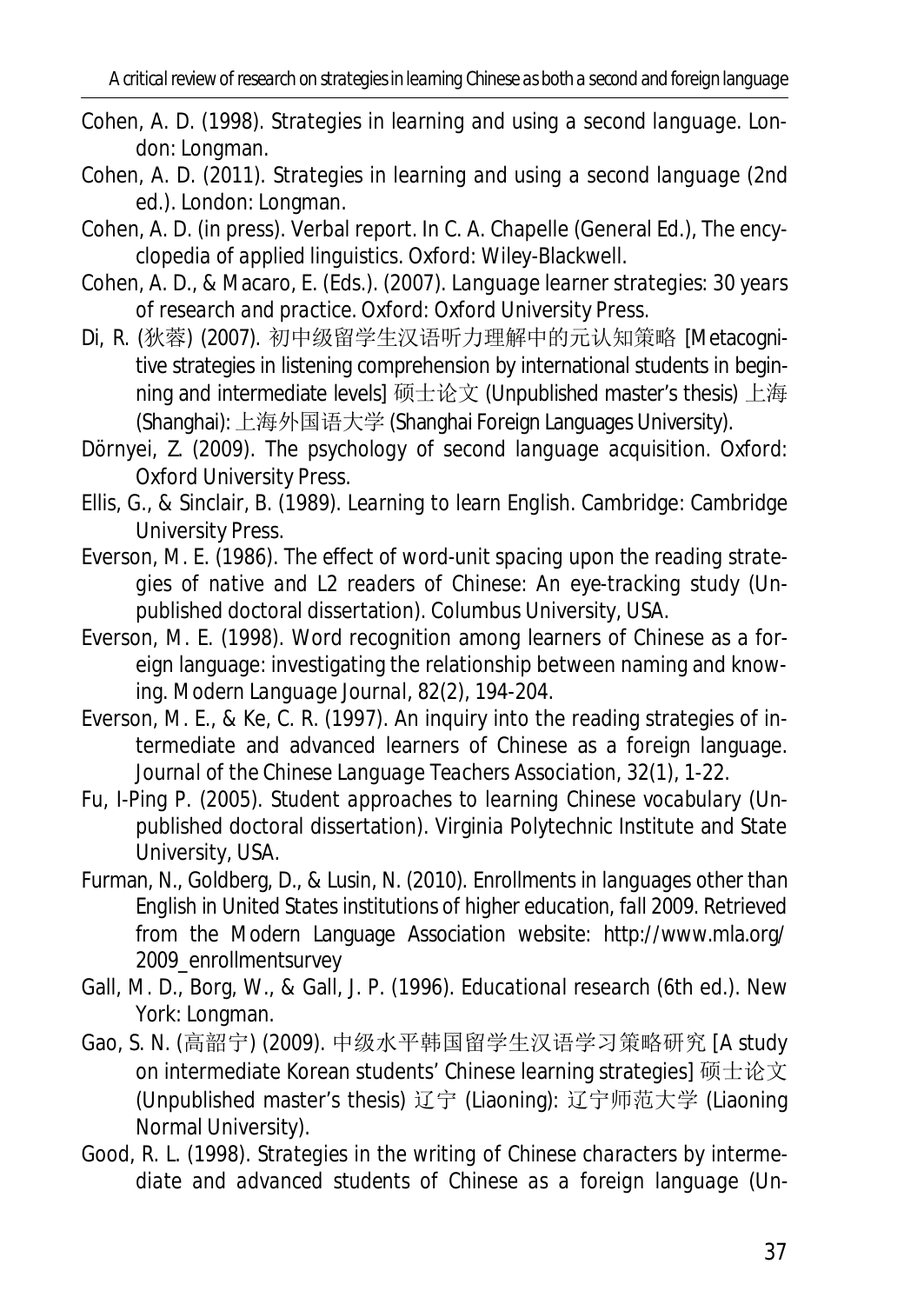Cohen, A. D. (1998). *Strategies in learning and using a second language*. London: Longman.

Cohen, A. D. (2011). *Strategies in learning and using a second language* (2nd ed.). London: Longman.

Cohen, A. D. (in press). Verbal report. In C. A. Chapelle (General Ed.), *The encyclopedia of applied linguistics*. Oxford: Wiley-Blackwell.

Cohen, A. D., & Macaro, E. (Eds.). (2007). *Language learner strategies: 30 years of research and practice*. Oxford: Oxford University Press.

Di, R. (狄蓉) (2007). 初中级留学生汉语听力理解中的元认知策略 [Metacognitive strategies in listening comprehension by international students in beginning and intermediate levels] 硕士论文 (Unpublished master's thesis) 上海 (Shanghai): 上海外国语大学 (Shanghai Foreign Languages University).

Dörnyei, Z. (2009). *The psychology of second language acquisition*. Oxford: Oxford University Press.

Ellis, G., & Sinclair, B. (1989). *Learning to learn English*. Cambridge: Cambridge University Press.

Everson, M. E. (1986). *The effect of word-unit spacing upon the reading strategies of native and L2 readers of Chinese: An eye-tracking study* (Unpublished doctoral dissertation). Columbus University, USA.

Everson, M. E. (1998). Word recognition among learners of Chinese as a foreign language: investigating the relationship between naming and knowing. *Modern Language Journal, 82*(2), 194-204.

Everson, M. E., & Ke, C. R. (1997). An inquiry into the reading strategies of intermediate and advanced learners of Chinese as a foreign language. *Journal of the Chinese Language Teachers Association, 32*(1), 1-22.

Fu, I-Ping P. (2005). *Student approaches to learning Chinese vocabulary* (Unpublished doctoral dissertation). Virginia Polytechnic Institute and State University, USA.

Furman, N., Goldberg, D., & Lusin, N. (2010). *Enrollments in languages other than English in United States institutions of higher education, fall 2009*. Retrieved from the Modern Language Association website: http://www.mla.org/2009_enrollmentsurvey

Gall, M. D., Borg, W., & Gall, J. P. (1996). *Educational research* (6th ed.). New York: Longman.

Gao, S. N. (高韶宁) (2009). 中级水平韩国留学生汉语学习策略研究 [A study on intermediate Korean students' Chinese learning strategies] 硕士论文 (Unpublished master's thesis) 辽宁 (Liaoning): 辽宁师范大学 (Liaoning Normal University).

Good, R. L. (1998). *Strategies in the writing of Chinese characters by intermediate and advanced students of Chinese as a foreign language* (Un-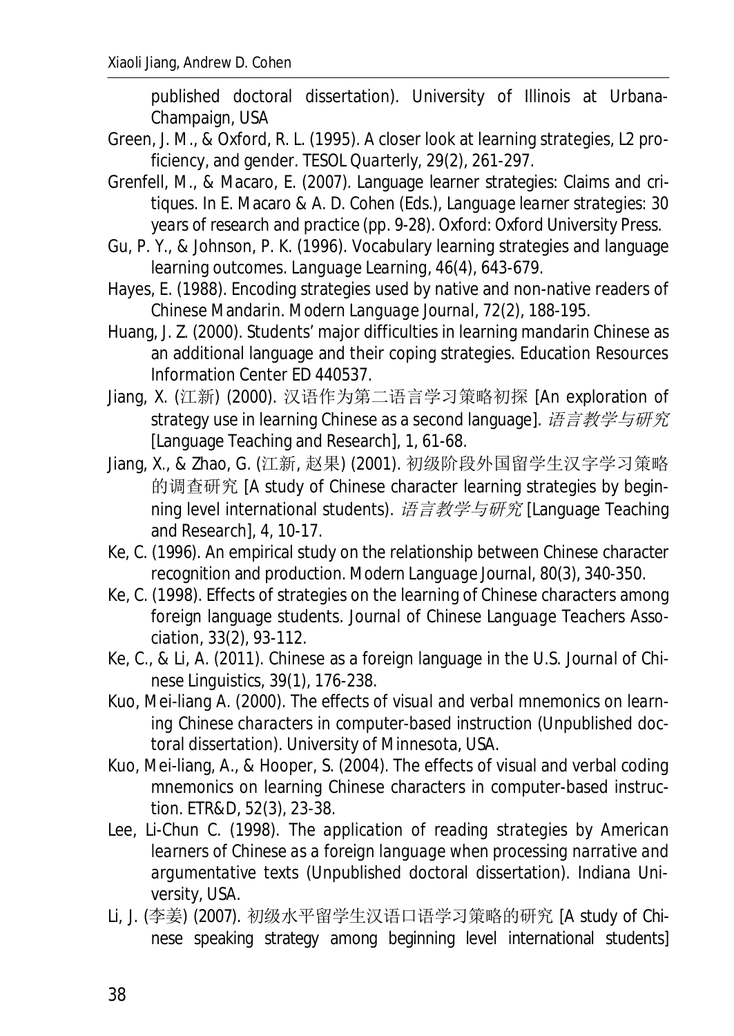published doctoral dissertation). University of Illinois at Urbana-Champaign, USA

Green, J. M., & Oxford, R. L. (1995). A closer look at learning strategies, L2 proficiency, and gender. *TESOL Quarterly*, 29(2), 261-297.

Grenfell, M., & Macaro, E. (2007). Language learner strategies: Claims and critiques. In E. Macaro & A. D. Cohen (Eds.), *Language learner strategies: 30 years of research and practice* (pp. 9-28). Oxford: Oxford University Press.

Gu, P. Y., & Johnson, P. K. (1996). Vocabulary learning strategies and language learning outcomes. *Language Learning*, 46(4), 643-679.

Hayes, E. (1988). Encoding strategies used by native and non-native readers of Chinese Mandarin. *Modern Language Journal*, 72(2), 188-195.

Huang, J. Z. (2000). Students' major difficulties in learning mandarin Chinese as an additional language and their coping strategies. Education Resources Information Center ED 440537.

Jiang, X. (江新) (2000). 汉语作为第二语言学习策略初探 [An exploration of strategy use in learning Chinese as a second language]. *语言教学与研究* [Language Teaching and Research], 1, 61-68.

Jiang, X., & Zhao, G. (江新, 赵果) (2001). 初级阶段外国留学生汉字学习策略的调查研究 [A study of Chinese character learning strategies by beginning level international students). *语言教学与研究* [Language Teaching and Research], 4, 10-17.

Ke, C. (1996). An empirical study on the relationship between Chinese character recognition and production. *Modern Language Journal*, 80(3), 340-350.

Ke, C. (1998). Effects of strategies on the learning of Chinese characters among foreign language students. *Journal of Chinese Language Teachers Association*, 33(2), 93-112.

Ke, C., & Li, A. (2011). Chinese as a foreign language in the U.S. *Journal of Chinese Linguistics*, 39(1), 176-238.

Kuo, Mei-liang A. (2000). *The effects of visual and verbal mnemonics on learning Chinese characters in computer-based instruction* (Unpublished doctoral dissertation). University of Minnesota, USA.

Kuo, Mei-liang, A., & Hooper, S. (2004). The effects of visual and verbal coding mnemonics on learning Chinese characters in computer-based instruction. *ETR&D*, 52(3), 23-38.

Lee, Li-Chun C. (1998). *The application of reading strategies by American learners of Chinese as a foreign language when processing narrative and argumentative texts* (Unpublished doctoral dissertation). Indiana University, USA.

Li, J. (李姜) (2007). 初级水平留学生汉语口语学习策略的研究 [A study of Chinese speaking strategy among beginning level international students]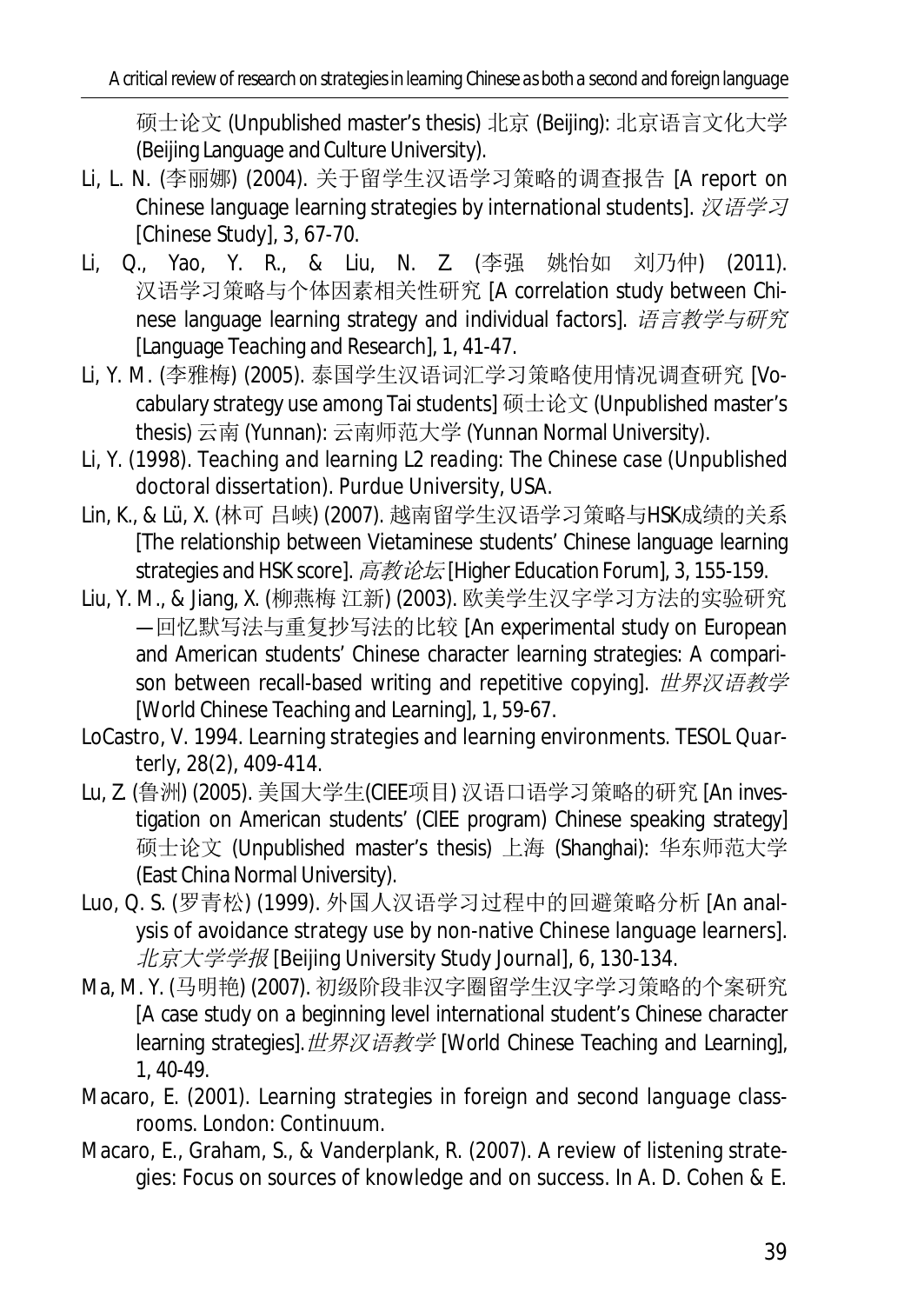硕士论文 (Unpublished master's thesis) 北京 (Beijing): 北京语言文化大学 (Beijing Language and Culture University).

Li, L. N. (李丽娜) (2004). 关于留学生汉语学习策略的调查报告 [A report on Chinese language learning strategies by international students]. *汉语学习* [Chinese Study], 3, 67-70.

Li, Q., Yao, Y. R., & Liu, N. Z. (李强 姚怡如 刘乃仲) (2011). 汉语学习策略与个体因素相关性研究 [A correlation study between Chinese language learning strategy and individual factors]. *语言教学与研究* [Language Teaching and Research], 1, 41-47.

Li, Y. M. (李雅梅) (2005). 泰国学生汉语词汇学习策略使用情况调查研究 [Vocabulary strategy use among Tai students] 硕士论文 (Unpublished master's thesis) 云南 (Yunnan): 云南师范大学 (Yunnan Normal University).

Li, Y. (1998). *Teaching and learning L2 reading: The Chinese case* (Unpublished doctoral dissertation). Purdue University, USA.

Lin, K., & Lü, X. (林可 吕峡) (2007). 越南留学生汉语学习策略与HSK成绩的关系 [The relationship between Vietaminese students' Chinese language learning strategies and HSK score]. *高教论坛* [Higher Education Forum], 3, 155-159.

Liu, Y. M., & Jiang, X. (柳燕梅 江新) (2003). 欧美学生汉字学习方法的实验研究—回忆默写法与重复抄写法的比较 [An experimental study on European and American students' Chinese character learning strategies: A comparison between recall-based writing and repetitive copying]. *世界汉语教学* [World Chinese Teaching and Learning], 1, 59-67.

LoCastro, V. 1994. Learning strategies and learning environments. *TESOL Quarterly*, 28(2), 409-414.

Lu, Z. (鲁洲) (2005). 美国大学生(CIEE项目) 汉语口语学习策略的研究 [An investigation on American students' (CIEE program) Chinese speaking strategy] 硕士论文 (Unpublished master's thesis) 上海 (Shanghai): 华东师范大学 (East China Normal University).

Luo, Q. S. (罗青松) (1999). 外国人汉语学习过程中的回避策略分析 [An analysis of avoidance strategy use by non-native Chinese language learners]. *北京大学学报* [Beijing University Study Journal], 6, 130-134.

Ma, M. Y. (马明艳) (2007). 初级阶段非汉字圈留学生汉字学习策略的个案研究 [A case study on a beginning level international student's Chinese character learning strategies]. *世界汉语教学* [World Chinese Teaching and Learning], 1, 40-49.

Macaro, E. (2001). *Learning strategies in foreign and second language classrooms*. London: Continuum.

Macaro, E., Graham, S., & Vanderplank, R. (2007). A review of listening strategies: Focus on sources of knowledge and on success. In A. D. Cohen & E.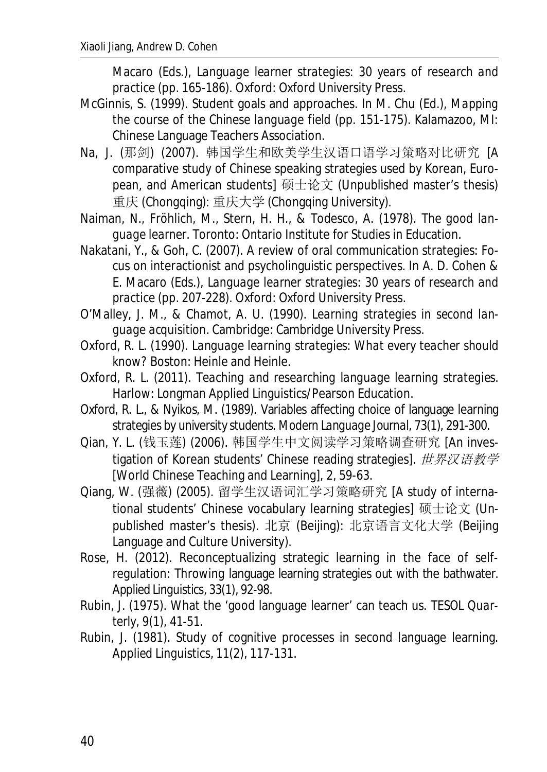Macaro (Eds.), *Language learner strategies: 30 years of research and practice* (pp. 165-186). Oxford: Oxford University Press.

McGinnis, S. (1999). Student goals and approaches. In M. Chu (Ed.), *Mapping the course of the Chinese language field* (pp. 151-175). Kalamazoo, MI: Chinese Language Teachers Association.

Na, J. (那剑) (2007). 韩国学生和欧美学生汉语口语学习策略对比研究 [A comparative study of Chinese speaking strategies used by Korean, European, and American students] 硕士论文 (Unpublished master's thesis) 重庆 (Chongqing): 重庆大学 (Chongqing University).

Naiman, N., Fröhlich, M., Stern, H. H., & Todesco, A. (1978). *The good language learner*. Toronto: Ontario Institute for Studies in Education.

Nakatani, Y., & Goh, C. (2007). A review of oral communication strategies: Focus on interactionist and psycholinguistic perspectives. In A. D. Cohen & E. Macaro (Eds.), *Language learner strategies: 30 years of research and practice* (pp. 207-228). Oxford: Oxford University Press.

O'Malley, J. M., & Chamot, A. U. (1990). *Learning strategies in second language acquisition*. Cambridge: Cambridge University Press.

Oxford, R. L. (1990). *Language learning strategies: What every teacher should know?* Boston: Heinle and Heinle.

Oxford, R. L. (2011). *Teaching and researching language learning strategies*. Harlow: Longman Applied Linguistics/Pearson Education.

Oxford, R. L., & Nyikos, M. (1989). Variables affecting choice of language learning strategies by university students. *Modern Language Journal, 73*(1), 291-300.

Qian, Y. L. (钱玉莲) (2006). 韩国学生中文阅读学习策略调查研究 [An investigation of Korean students' Chinese reading strategies]. *世界汉语教学* [World Chinese Teaching and Learning], *2*, 59-63.

Qiang, W. (强薇) (2005). 留学生汉语词汇学习策略研究 [A study of international students' Chinese vocabulary learning strategies] 硕士论文 (Unpublished master's thesis). 北京 (Beijing): 北京语言文化大学 (Beijing Language and Culture University).

Rose, H. (2012). Reconceptualizing strategic learning in the face of self-regulation: Throwing language learning strategies out with the bathwater. *Applied Linguistics, 33*(1), 92-98.

Rubin, J. (1975). What the 'good language learner' can teach us. *TESOL Quarterly, 9*(1), 41-51.

Rubin, J. (1981). Study of cognitive processes in second language learning. *Applied Linguistics, 11*(2), 117-131.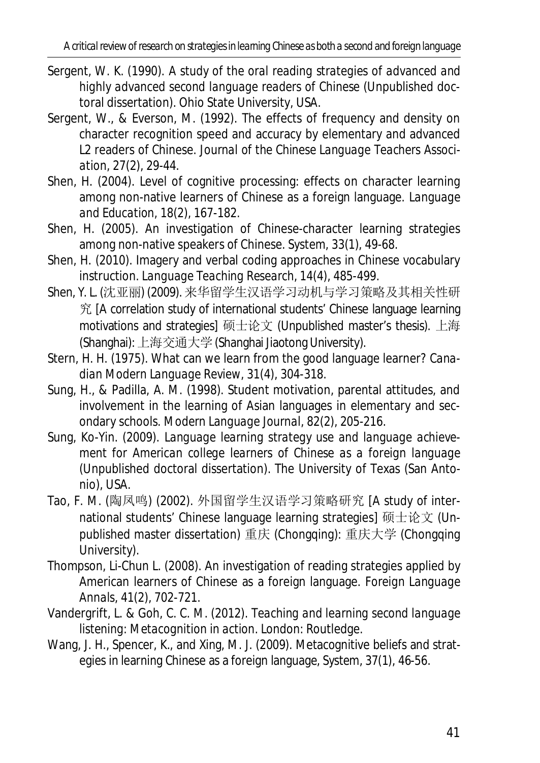Sergent, W. K. (1990). *A study of the oral reading strategies of advanced and highly advanced second language readers of Chinese* (Unpublished doctoral dissertation). Ohio State University, USA.

Sergent, W., & Everson, M. (1992). The effects of frequency and density on character recognition speed and accuracy by elementary and advanced L2 readers of Chinese. *Journal of the Chinese Language Teachers Association*, 27(2), 29-44.

Shen, H. (2004). Level of cognitive processing: effects on character learning among non-native learners of Chinese as a foreign language. *Language and Education*, 18(2), 167-182.

Shen, H. (2005). An investigation of Chinese-character learning strategies among non-native speakers of Chinese. *System*, 33(1), 49-68.

Shen, H. (2010). Imagery and verbal coding approaches in Chinese vocabulary instruction. *Language Teaching Research*, 14(4), 485-499.

Shen, Y. L. (沈亚丽) (2009). 来华留学生汉语学习动机与学习策略及其相关性研究 [A correlation study of international students' Chinese language learning motivations and strategies] 硕士论文 (Unpublished master's thesis). 上海 (Shanghai): 上海交通大学 (Shanghai Jiaotong University).

Stern, H. H. (1975). What can we learn from the good language learner? *Canadian Modern Language Review*, 31(4), 304-318.

Sung, H., & Padilla, A. M. (1998). Student motivation, parental attitudes, and involvement in the learning of Asian languages in elementary and secondary schools. *Modern Language Journal*, 82(2), 205-216.

Sung, Ko-Yin. (2009). *Language learning strategy use and language achievement for American college learners of Chinese as a foreign language* (Unpublished doctoral dissertation). The University of Texas (San Antonio), USA.

Tao, F. M. (陶凤鸣) (2002). 外国留学生汉语学习策略研究 [A study of international students' Chinese language learning strategies] 硕士论文 (Unpublished master dissertation) 重庆 (Chongqing): 重庆大学 (Chongqing University).

Thompson, Li-Chun L. (2008). An investigation of reading strategies applied by American learners of Chinese as a foreign language. *Foreign Language Annals*, 41(2), 702-721.

Vandergrift, L. & Goh, C. C. M. (2012). *Teaching and learning second language listening: Metacognition in action*. London: Routledge.

Wang, J. H., Spencer, K., and Xing, M. J. (2009). Metacognitive beliefs and strategies in learning Chinese as a foreign language, *System*, 37(1), 46-56.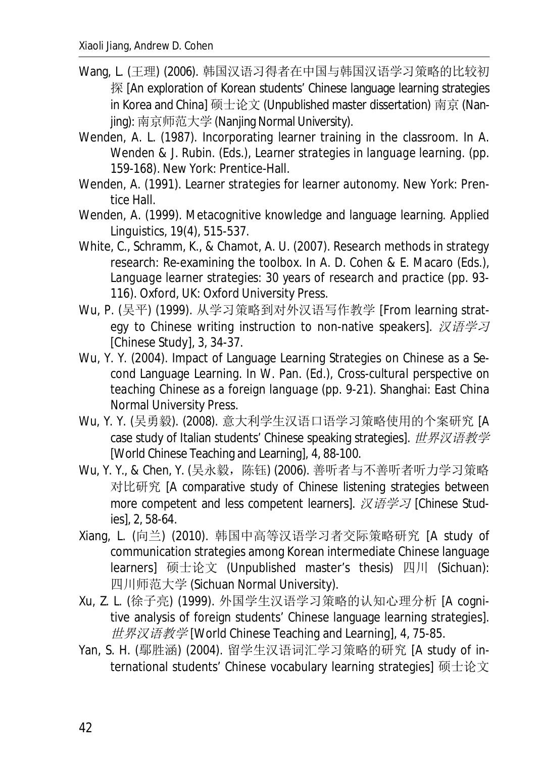Wang, L. (王理) (2006). 韩国汉语习得者在中国与韩国汉语学习策略的比较初探 [An exploration of Korean students' Chinese language learning strategies in Korea and China] 硕士论文 (Unpublished master dissertation) 南京 (Nanjing): 南京师范大学 (Nanjing Normal University).

Wenden, A. L. (1987). Incorporating learner training in the classroom. In A. Wenden & J. Rubin. (Eds.), *Learner strategies in language learning*. (pp. 159-168). New York: Prentice-Hall.

Wenden, A. (1991). *Learner strategies for learner autonomy*. New York: Prentice Hall.

Wenden, A. (1999). Metacognitive knowledge and language learning. Applied Linguistics, 19(4), 515-537.

White, C., Schramm, K., & Chamot, A. U. (2007). Research methods in strategy research: Re-examining the toolbox. In A. D. Cohen & E. Macaro (Eds.), *Language learner strategies: 30 years of research and practice* (pp. 93-116). Oxford, UK: Oxford University Press.

Wu, P. (吴平) (1999). 从学习策略到对外汉语写作教学 [From learning strategy to Chinese writing instruction to non-native speakers]. *汉语学习* [Chinese Study], 3, 34-37.

Wu, Y. Y. (2004). Impact of Language Learning Strategies on Chinese as a Second Language Learning. In W. Pan. (Ed.), *Cross-cultural perspective on teaching Chinese as a foreign language* (pp. 9-21). Shanghai: East China Normal University Press.

Wu, Y. Y. (吴勇毅). (2008). 意大利学生汉语口语学习策略使用的个案研究 [A case study of Italian students' Chinese speaking strategies]. *世界汉语教学* [World Chinese Teaching and Learning], 4, 88-100.

Wu, Y. Y., & Chen, Y. (吴永毅，陈钰) (2006). 善听者与不善听者听力学习策略对比研究 [A comparative study of Chinese listening strategies between more competent and less competent learners]. *汉语学习* [Chinese Studies], 2, 58-64.

Xiang, L. (向兰) (2010). 韩国中高等汉语学习者交际策略研究 [A study of communication strategies among Korean intermediate Chinese language learners] 硕士论文 (Unpublished master's thesis) 四川 (Sichuan): 四川师范大学 (Sichuan Normal University).

Xu, Z. L. (徐子亮) (1999). 外国学生汉语学习策略的认知心理分析 [A cognitive analysis of foreign students' Chinese language learning strategies]. *世界汉语教学* [World Chinese Teaching and Learning], 4, 75-85.

Yan, S. H. (鄢胜涵) (2004). 留学生汉语词汇学习策略的研究 [A study of international students' Chinese vocabulary learning strategies] 硕士论文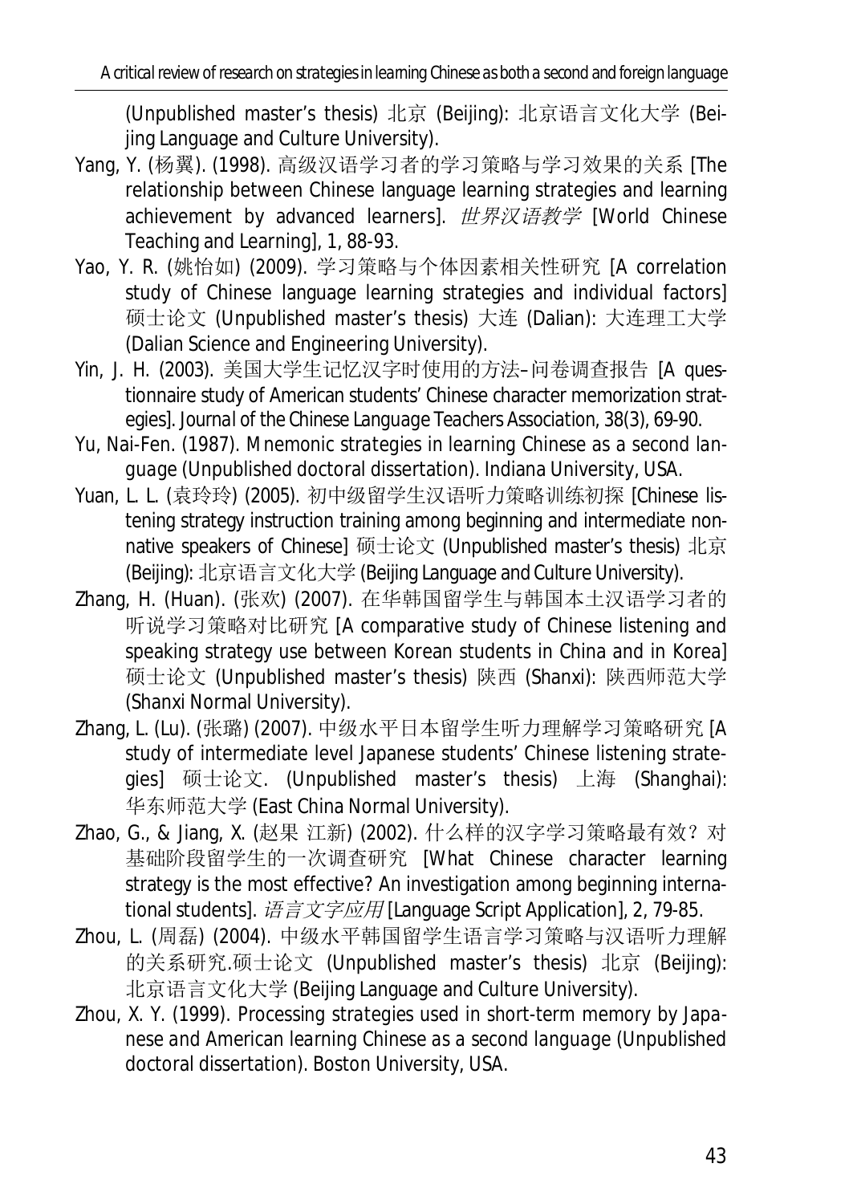(Unpublished master's thesis) 北京 (Beijing): 北京语言文化大学 (Beijing Language and Culture University).

Yang, Y. (杨翼). (1998). 高级汉语学习者的学习策略与学习效果的关系 [The relationship between Chinese language learning strategies and learning achievement by advanced learners]. *世界汉语教学* [World Chinese Teaching and Learning], 1, 88-93.

Yao, Y. R. (姚怡如) (2009). 学习策略与个体因素相关性研究 [A correlation study of Chinese language learning strategies and individual factors] 硕士论文 (Unpublished master's thesis) 大连 (Dalian): 大连理工大学 (Dalian Science and Engineering University).

Yin, J. H. (2003). 美国大学生记忆汉字时使用的方法–问卷调查报告 [A questionnaire study of American students' Chinese character memorization strategies]. *Journal of the Chinese Language Teachers Association*, 38(3), 69-90.

Yu, Nai-Fen. (1987). *Mnemonic strategies in learning Chinese as a second language* (Unpublished doctoral dissertation). Indiana University, USA.

Yuan, L. L. (袁玲玲) (2005). 初中级留学生汉语听力策略训练初探 [Chinese listening strategy instruction training among beginning and intermediate nonnative speakers of Chinese] 硕士论文 (Unpublished master's thesis) 北京 (Beijing): 北京语言文化大学 (Beijing Language and Culture University).

Zhang, H. (Huan). (张欢) (2007). 在华韩国留学生与韩国本土汉语学习者的听说学习策略对比研究 [A comparative study of Chinese listening and speaking strategy use between Korean students in China and in Korea] 硕士论文 (Unpublished master's thesis) 陕西 (Shanxi): 陕西师范大学 (Shanxi Normal University).

Zhang, L. (Lu). (张璐) (2007). 中级水平日本留学生听力理解学习策略研究 [A study of intermediate level Japanese students' Chinese listening strategies] 硕士论文. (Unpublished master's thesis) 上海 (Shanghai): 华东师范大学 (East China Normal University).

Zhao, G., & Jiang, X. (赵果 江新) (2002). 什么样的汉字学习策略最有效？对基础阶段留学生的一次调查研究 [What Chinese character learning strategy is the most effective? An investigation among beginning international students]. *语言文字应用* [Language Script Application], 2, 79-85.

Zhou, L. (周磊) (2004). 中级水平韩国留学生语言学习策略与汉语听力理解的关系研究.硕士论文 (Unpublished master's thesis) 北京 (Beijing): 北京语言文化大学 (Beijing Language and Culture University).

Zhou, X. Y. (1999). *Processing strategies used in short-term memory by Japanese and American learning Chinese as a second language* (Unpublished doctoral dissertation). Boston University, USA.